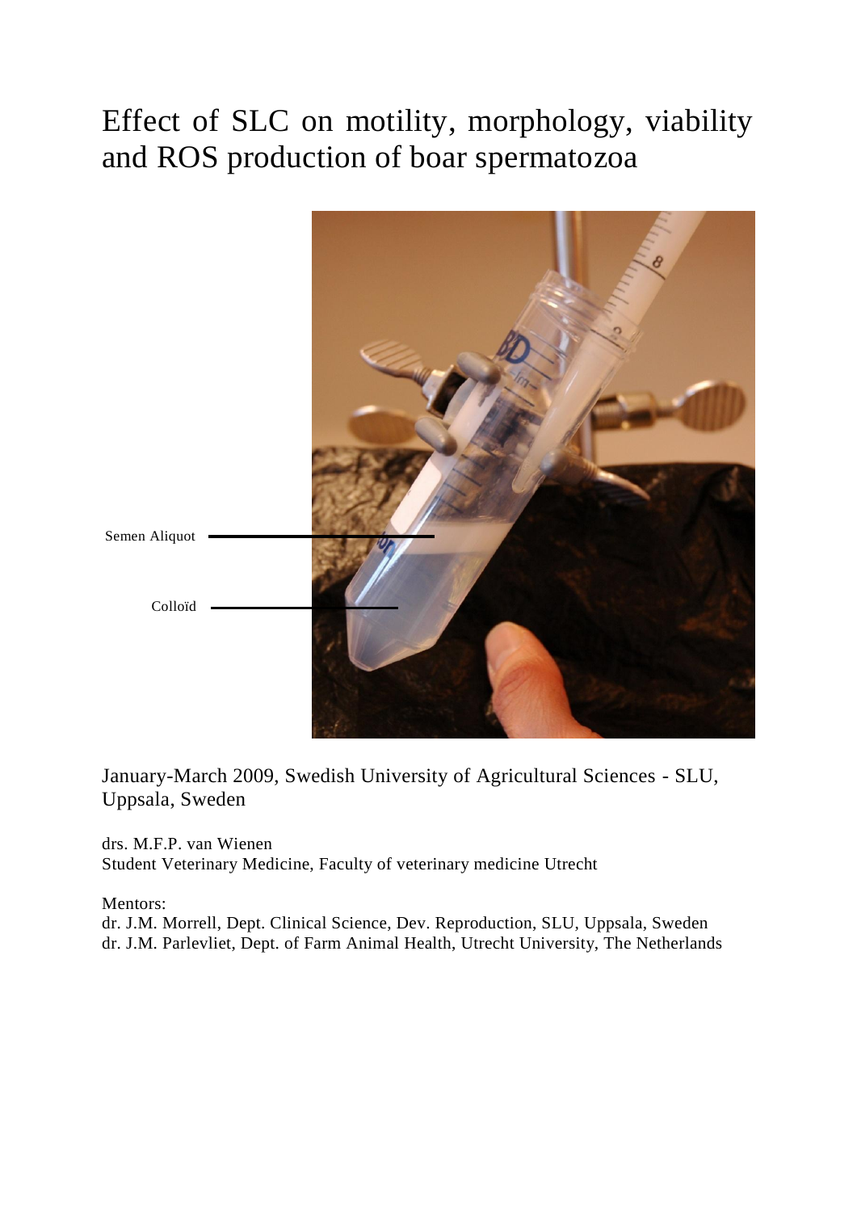# Effect of SLC on motility, morphology, viability and ROS production of boar spermatozoa

Semen Aliquot

Colloïd

January-March 2009, Swedish University of Agricultural Sciences - SLU, Uppsala, Sweden

drs. M.F.P. van Wienen
Student Veterinary Medicine, Faculty of veterinary medicine Utrecht

Mentors:
dr. J.M. Morrell, Dept. Clinical Science, Dev. Reproduction, SLU, Uppsala, Sweden
dr. J.M. Parlevliet, Dept. of Farm Animal Health, Utrecht University, The Netherlands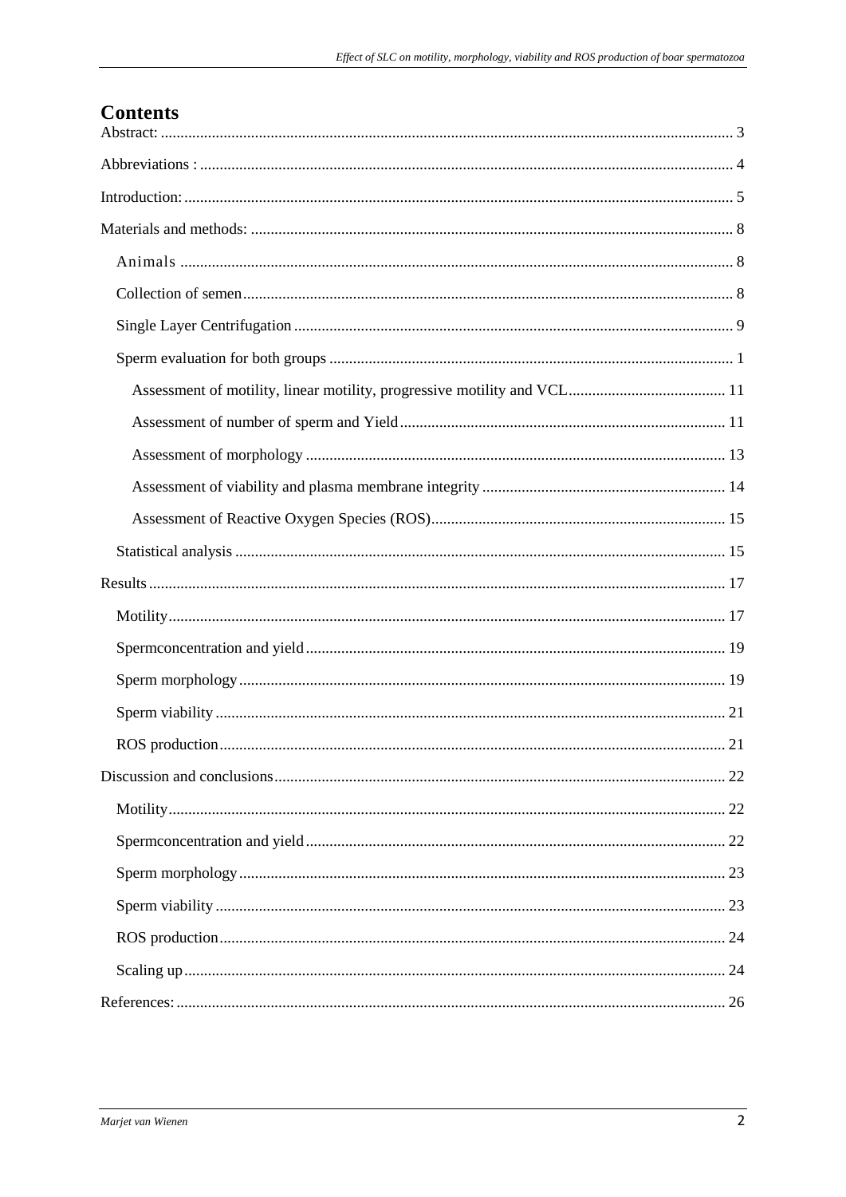# Contents

Abstract: ..... 3

Abbreviations : ..... 4

Introduction: ..... 5

Materials and methods: ..... 8

- Animals ..... 8
- Collection of semen ..... 8
- Single Layer Centrifugation ..... 9
- Sperm evaluation for both groups ..... 1
  - Assessment of motility, linear motility, progressive motility and VCL ..... 11
  - Assessment of number of sperm and Yield ..... 11
  - Assessment of morphology ..... 13
  - Assessment of viability and plasma membrane integrity ..... 14
  - Assessment of Reactive Oxygen Species (ROS) ..... 15
- Statistical analysis ..... 15

Results ..... 17

- Motility ..... 17
- Spermconcentration and yield ..... 19
- Sperm morphology ..... 19
- Sperm viability ..... 21
- ROS production ..... 21

Discussion and conclusions ..... 22

- Motility ..... 22
- Spermconcentration and yield ..... 22
- Sperm morphology ..... 23
- Sperm viability ..... 23
- ROS production ..... 24
- Scaling up ..... 24

References: ..... 26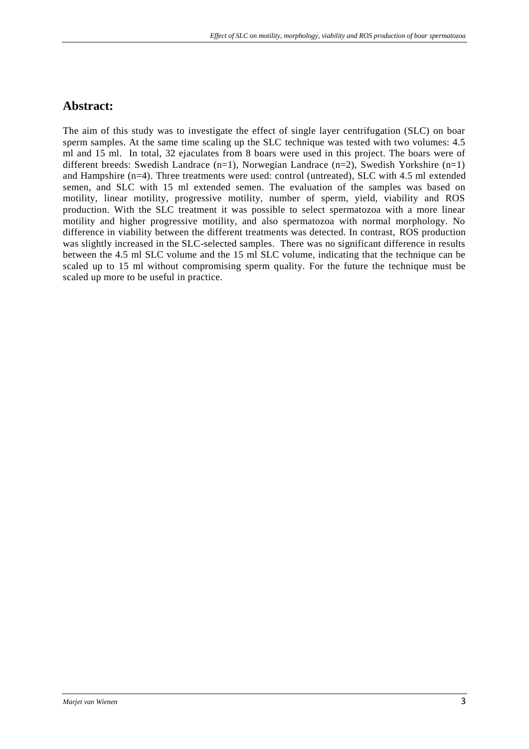## Abstract:

The aim of this study was to investigate the effect of single layer centrifugation (SLC) on boar sperm samples. At the same time scaling up the SLC technique was tested with two volumes: 4.5 ml and 15 ml. In total, 32 ejaculates from 8 boars were used in this project. The boars were of different breeds: Swedish Landrace (n=1), Norwegian Landrace (n=2), Swedish Yorkshire (n=1) and Hampshire (n=4). Three treatments were used: control (untreated), SLC with 4.5 ml extended semen, and SLC with 15 ml extended semen. The evaluation of the samples was based on motility, linear motility, progressive motility, number of sperm, yield, viability and ROS production. With the SLC treatment it was possible to select spermatozoa with a more linear motility and higher progressive motility, and also spermatozoa with normal morphology. No difference in viability between the different treatments was detected. In contrast, ROS production was slightly increased in the SLC-selected samples. There was no significant difference in results between the 4.5 ml SLC volume and the 15 ml SLC volume, indicating that the technique can be scaled up to 15 ml without compromising sperm quality. For the future the technique must be scaled up more to be useful in practice.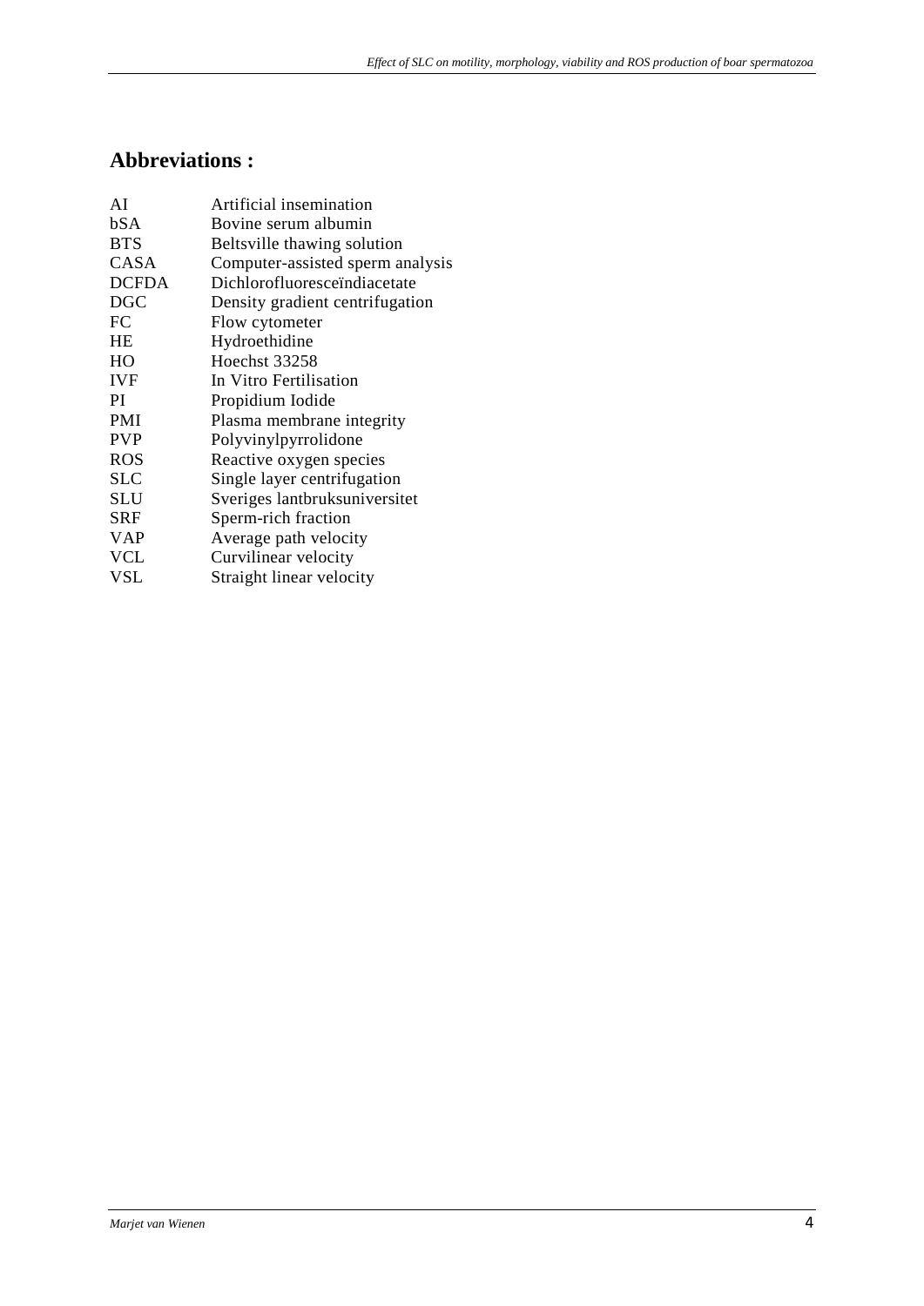## Abbreviations :

| | |
|---|---|
| AI | Artificial insemination |
| bSA | Bovine serum albumin |
| BTS | Beltsville thawing solution |
| CASA | Computer-assisted sperm analysis |
| DCFDA | Dichlorofluresceïndiacetate |
| DGC | Density gradient centrifugation |
| FC | Flow cytometer |
| HE | Hydroethidine |
| HO | Hoechst 33258 |
| IVF | In Vitro Fertilisation |
| PI | Propidium Iodide |
| PMI | Plasma membrane integrity |
| PVP | Polyvinylpyrrolidone |
| ROS | Reactive oxygen species |
| SLC | Single layer centrifugation |
| SLU | Sveriges lantbruksuniversitet |
| SRF | Sperm-rich fraction |
| VAP | Average path velocity |
| VCL | Curvilinear velocity |
| VSL | Straight linear velocity |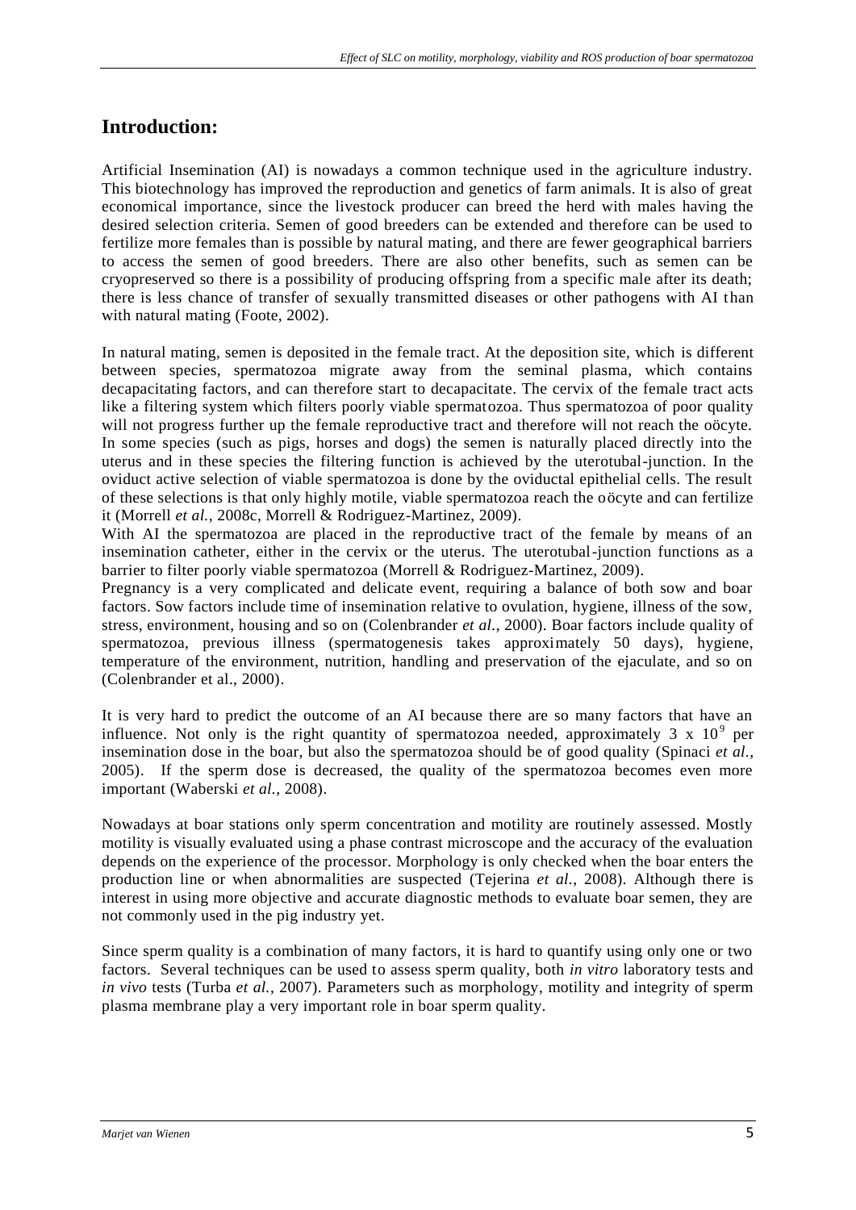## Introduction:

Artificial Insemination (AI) is nowadays a common technique used in the agriculture industry. This biotechnology has improved the reproduction and genetics of farm animals. It is also of great economical importance, since the livestock producer can breed the herd with males having the desired selection criteria. Semen of good breeders can be extended and therefore can be used to fertilize more females than is possible by natural mating, and there are fewer geographical barriers to access the semen of good breeders. There are also other benefits, such as semen can be cryopreserved so there is a possibility of producing offspring from a specific male after its death; there is less chance of transfer of sexually transmitted diseases or other pathogens with AI than with natural mating (Foote, 2002).

In natural mating, semen is deposited in the female tract. At the deposition site, which is different between species, spermatozoa migrate away from the seminal plasma, which contains decapacitating factors, and can therefore start to decapacitate. The cervix of the female tract acts like a filtering system which filters poorly viable spermatozoa. Thus spermatozoa of poor quality will not progress further up the female reproductive tract and therefore will not reach the oöcyte. In some species (such as pigs, horses and dogs) the semen is naturally placed directly into the uterus and in these species the filtering function is achieved by the uterotubal-junction. In the oviduct active selection of viable spermatozoa is done by the oviductal epithelial cells. The result of these selections is that only highly motile, viable spermatozoa reach the oöcyte and can fertilize it (Morrell *et al.*, 2008c, Morrell & Rodriguez-Martinez, 2009).

With AI the spermatozoa are placed in the reproductive tract of the female by means of an insemination catheter, either in the cervix or the uterus. The uterotubal-junction functions as a barrier to filter poorly viable spermatozoa (Morrell & Rodriguez-Martinez, 2009).

Pregnancy is a very complicated and delicate event, requiring a balance of both sow and boar factors. Sow factors include time of insemination relative to ovulation, hygiene, illness of the sow, stress, environment, housing and so on (Colenbrander *et al.*, 2000). Boar factors include quality of spermatozoa, previous illness (spermatogenesis takes approximately 50 days), hygiene, temperature of the environment, nutrition, handling and preservation of the ejaculate, and so on (Colenbrander et al., 2000).

It is very hard to predict the outcome of an AI because there are so many factors that have an influence. Not only is the right quantity of spermatozoa needed, approximately $3 \times 10^9$ per insemination dose in the boar, but also the spermatozoa should be of good quality (Spinaci *et al.*, 2005). If the sperm dose is decreased, the quality of the spermatozoa becomes even more important (Waberski *et al.*, 2008).

Nowadays at boar stations only sperm concentration and motility are routinely assessed. Mostly motility is visually evaluated using a phase contrast microscope and the accuracy of the evaluation depends on the experience of the processor. Morphology is only checked when the boar enters the production line or when abnormalities are suspected (Tejerina *et al.*, 2008). Although there is interest in using more objective and accurate diagnostic methods to evaluate boar semen, they are not commonly used in the pig industry yet.

Since sperm quality is a combination of many factors, it is hard to quantify using only one or two factors. Several techniques can be used to assess sperm quality, both *in vitro* laboratory tests and *in vivo* tests (Turba *et al.*, 2007). Parameters such as morphology, motility and integrity of sperm plasma membrane play a very important role in boar sperm quality.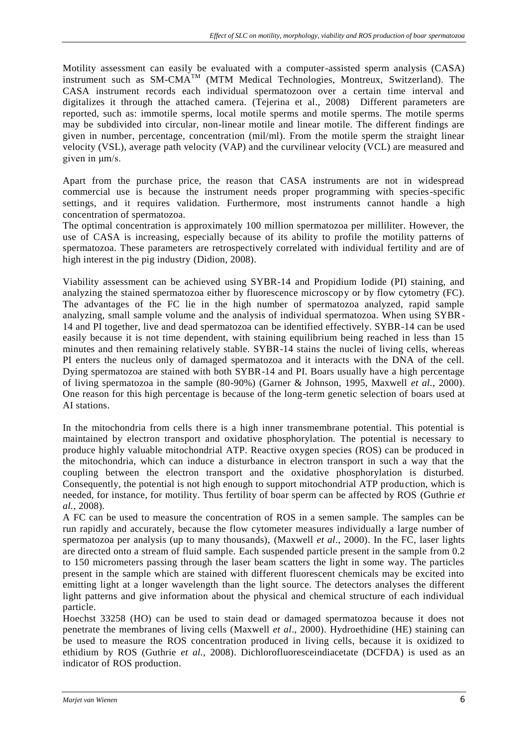Motility assessment can easily be evaluated with a computer-assisted sperm analysis (CASA) instrument such as SM-CMA™ (MTM Medical Technologies, Montreux, Switzerland). The CASA instrument records each individual spermatozoon over a certain time interval and digitalizes it through the attached camera. (Tejerina et al., 2008) Different parameters are reported, such as: immotile sperms, local motile sperms and motile sperms. The motile sperms may be subdivided into circular, non-linear motile and linear motile. The different findings are given in number, percentage, concentration (mil/ml). From the motile sperm the straight linear velocity (VSL), average path velocity (VAP) and the curvilinear velocity (VCL) are measured and given in μm/s.

Apart from the purchase price, the reason that CASA instruments are not in widespread commercial use is because the instrument needs proper programming with species-specific settings, and it requires validation. Furthermore, most instruments cannot handle a high concentration of spermatozoa.

The optimal concentration is approximately 100 million spermatozoa per milliliter. However, the use of CASA is increasing, especially because of its ability to profile the motility patterns of spermatozoa. These parameters are retrospectively correlated with individual fertility and are of high interest in the pig industry (Didion, 2008).

Viability assessment can be achieved using SYBR-14 and Propidium Iodide (PI) staining, and analyzing the stained spermatozoa either by fluorescence microscopy or by flow cytometry (FC). The advantages of the FC lie in the high number of spermatozoa analyzed, rapid sample analyzing, small sample volume and the analysis of individual spermatozoa. When using SYBR-14 and PI together, live and dead spermatozoa can be identified effectively. SYBR-14 can be used easily because it is not time dependent, with staining equilibrium being reached in less than 15 minutes and then remaining relatively stable. SYBR-14 stains the nuclei of living cells, whereas PI enters the nucleus only of damaged spermatozoa and it interacts with the DNA of the cell. Dying spermatozoa are stained with both SYBR-14 and PI. Boars usually have a high percentage of living spermatozoa in the sample (80-90%) (Garner & Johnson, 1995, Maxwell *et al.*, 2000). One reason for this high percentage is because of the long-term genetic selection of boars used at AI stations.

In the mitochondria from cells there is a high inner transmembrane potential. This potential is maintained by electron transport and oxidative phosphorylation. The potential is necessary to produce highly valuable mitochondrial ATP. Reactive oxygen species (ROS) can be produced in the mitochondria, which can induce a disturbance in electron transport in such a way that the coupling between the electron transport and the oxidative phosphorylation is disturbed. Consequently, the potential is not high enough to support mitochondrial ATP production, which is needed, for instance, for motility. Thus fertility of boar sperm can be affected by ROS (Guthrie *et al.*, 2008).

A FC can be used to measure the concentration of ROS in a semen sample. The samples can be run rapidly and accurately, because the flow cytometer measures individually a large number of spermatozoa per analysis (up to many thousands), (Maxwell *et al*., 2000). In the FC, laser lights are directed onto a stream of fluid sample. Each suspended particle present in the sample from 0.2 to 150 micrometers passing through the laser beam scatters the light in some way. The particles present in the sample which are stained with different fluorescent chemicals may be excited into emitting light at a longer wavelength than the light source. The detectors analyses the different light patterns and give information about the physical and chemical structure of each individual particle.

Hoechst 33258 (HO) can be used to stain dead or damaged spermatozoa because it does not penetrate the membranes of living cells (Maxwell *et al*., 2000). Hydroethidine (HE) staining can be used to measure the ROS concentration produced in living cells, because it is oxidized to ethidium by ROS (Guthrie *et al.*, 2008). Dichlorofluoresceindiacetate (DCFDA) is used as an indicator of ROS production.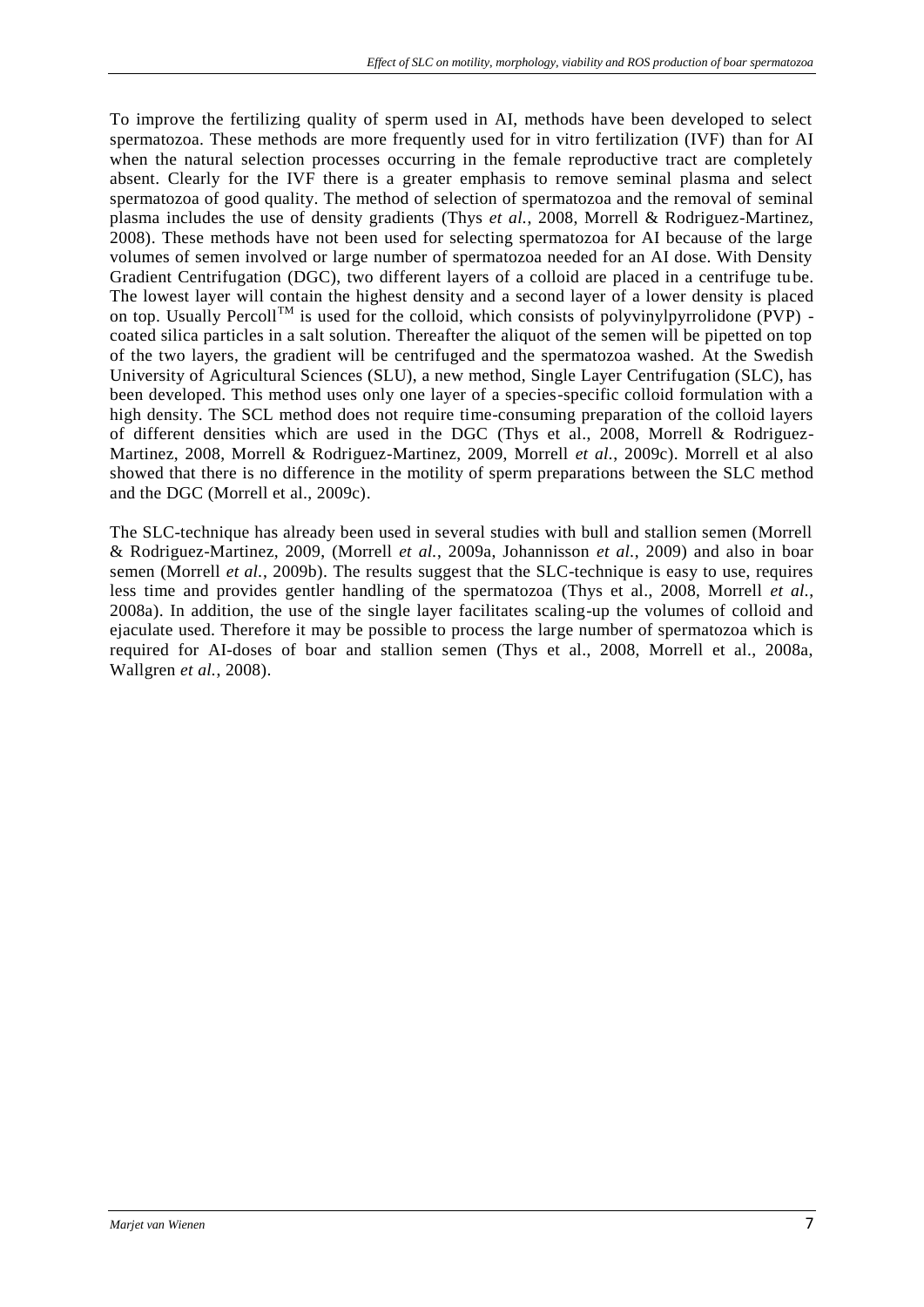To improve the fertilizing quality of sperm used in AI, methods have been developed to select spermatozoa. These methods are more frequently used for in vitro fertilization (IVF) than for AI when the natural selection processes occurring in the female reproductive tract are completely absent. Clearly for the IVF there is a greater emphasis to remove seminal plasma and select spermatozoa of good quality. The method of selection of spermatozoa and the removal of seminal plasma includes the use of density gradients (Thys *et al.*, 2008, Morrell & Rodriguez-Martinez, 2008). These methods have not been used for selecting spermatozoa for AI because of the large volumes of semen involved or large number of spermatozoa needed for an AI dose. With Density Gradient Centrifugation (DGC), two different layers of a colloid are placed in a centrifuge tube. The lowest layer will contain the highest density and a second layer of a lower density is placed on top. Usually Percoll™ is used for the colloid, which consists of polyvinylpyrrolidone (PVP) - coated silica particles in a salt solution. Thereafter the aliquot of the semen will be pipetted on top of the two layers, the gradient will be centrifuged and the spermatozoa washed. At the Swedish University of Agricultural Sciences (SLU), a new method, Single Layer Centrifugation (SLC), has been developed. This method uses only one layer of a species-specific colloid formulation with a high density. The SCL method does not require time-consuming preparation of the colloid layers of different densities which are used in the DGC (Thys et al., 2008, Morrell & Rodriguez-Martinez, 2008, Morrell & Rodriguez-Martinez, 2009, Morrell *et al.*, 2009c). Morrell et al also showed that there is no difference in the motility of sperm preparations between the SLC method and the DGC (Morrell et al., 2009c).

The SLC-technique has already been used in several studies with bull and stallion semen (Morrell & Rodriguez-Martinez, 2009, (Morrell *et al.*, 2009a, Johannisson *et al.*, 2009) and also in boar semen (Morrell *et al.*, 2009b). The results suggest that the SLC-technique is easy to use, requires less time and provides gentler handling of the spermatozoa (Thys et al., 2008, Morrell *et al.*, 2008a). In addition, the use of the single layer facilitates scaling-up the volumes of colloid and ejaculate used. Therefore it may be possible to process the large number of spermatozoa which is required for AI-doses of boar and stallion semen (Thys et al., 2008, Morrell et al., 2008a, Wallgren *et al.*, 2008).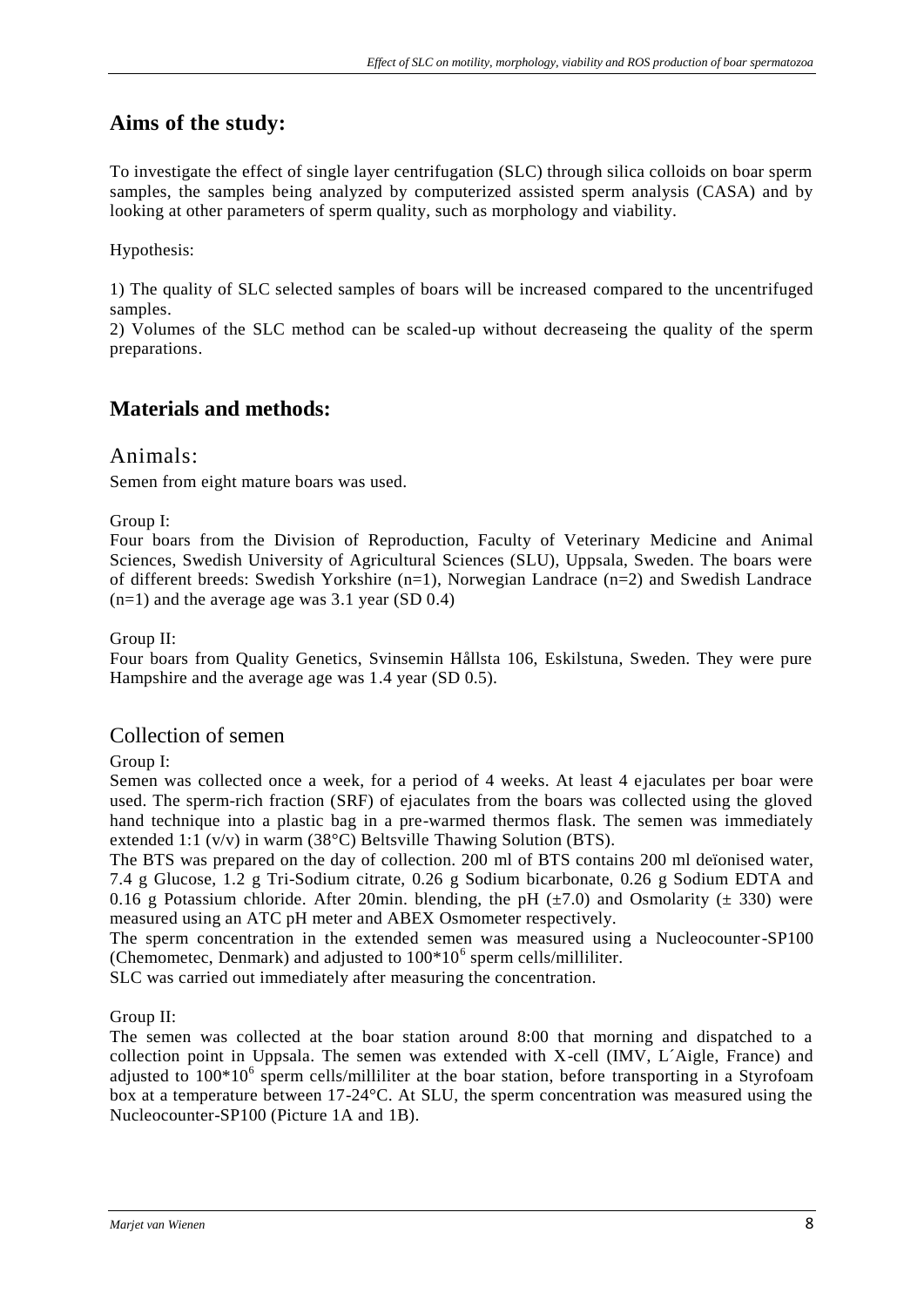## Aims of the study:

To investigate the effect of single layer centrifugation (SLC) through silica colloids on boar sperm samples, the samples being analyzed by computerized assisted sperm analysis (CASA) and by looking at other parameters of sperm quality, such as morphology and viability.

Hypothesis:

1) The quality of SLC selected samples of boars will be increased compared to the uncentrifuged samples.
2) Volumes of the SLC method can be scaled-up without decreaseing the quality of the sperm preparations.

## Materials and methods:

### Animals:

Semen from eight mature boars was used.

Group I:
Four boars from the Division of Reproduction, Faculty of Veterinary Medicine and Animal Sciences, Swedish University of Agricultural Sciences (SLU), Uppsala, Sweden. The boars were of different breeds: Swedish Yorkshire (n=1), Norwegian Landrace (n=2) and Swedish Landrace (n=1) and the average age was 3.1 year (SD 0.4)

Group II:
Four boars from Quality Genetics, Svinsemin Hållsta 106, Eskilstuna, Sweden. They were pure Hampshire and the average age was 1.4 year (SD 0.5).

### Collection of semen

Group I:
Semen was collected once a week, for a period of 4 weeks. At least 4 ejaculates per boar were used. The sperm-rich fraction (SRF) of ejaculates from the boars was collected using the gloved hand technique into a plastic bag in a pre-warmed thermos flask. The semen was immediately extended 1:1 (v/v) in warm (38°C) Beltsville Thawing Solution (BTS).
The BTS was prepared on the day of collection. 200 ml of BTS contains 200 ml deïonised water, 7.4 g Glucose, 1.2 g Tri-Sodium citrate, 0.26 g Sodium bicarbonate, 0.26 g Sodium EDTA and 0.16 g Potassium chloride. After 20min. blending, the pH (±7.0) and Osmolarity (± 330) were measured using an ATC pH meter and ABEX Osmometer respectively.
The sperm concentration in the extended semen was measured using a Nucleocounter-SP100 (Chemometec, Denmark) and adjusted to $100*10^6$ sperm cells/milliliter.
SLC was carried out immediately after measuring the concentration.

Group II:
The semen was collected at the boar station around 8:00 that morning and dispatched to a collection point in Uppsala. The semen was extended with X-cell (IMV, L´Aigle, France) and adjusted to $100*10^6$ sperm cells/milliliter at the boar station, before transporting in a Styrofoam box at a temperature between 17-24°C. At SLU, the sperm concentration was measured using the Nucleocounter-SP100 (Picture 1A and 1B).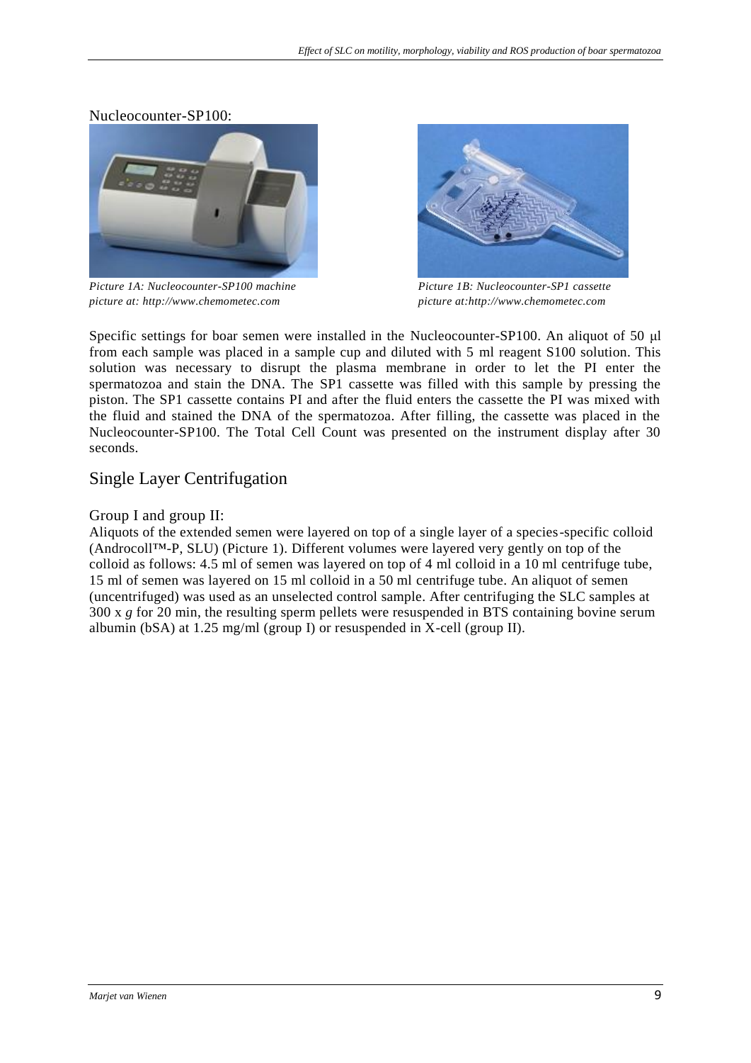Nucleocounter-SP100:

*Picture 1A: Nucleocounter-SP100 machine picture at: http://www.chemometec.com*

*Picture 1B: Nucleocounter-SP1 cassette picture at:http://www.chemometec.com*

Specific settings for boar semen were installed in the Nucleocounter-SP100. An aliquot of 50 μl from each sample was placed in a sample cup and diluted with 5 ml reagent S100 solution. This solution was necessary to disrupt the plasma membrane in order to let the PI enter the spermatozoa and stain the DNA. The SP1 cassette was filled with this sample by pressing the piston. The SP1 cassette contains PI and after the fluid enters the cassette the PI was mixed with the fluid and stained the DNA of the spermatozoa. After filling, the cassette was placed in the Nucleocounter-SP100. The Total Cell Count was presented on the instrument display after 30 seconds.

## Single Layer Centrifugation

Group I and group II:

Aliquots of the extended semen were layered on top of a single layer of a species-specific colloid (Androcoll™-P, SLU) (Picture 1). Different volumes were layered very gently on top of the colloid as follows: 4.5 ml of semen was layered on top of 4 ml colloid in a 10 ml centrifuge tube, 15 ml of semen was layered on 15 ml colloid in a 50 ml centrifuge tube. An aliquot of semen (uncentrifuged) was used as an unselected control sample. After centrifuging the SLC samples at 300 x *g* for 20 min, the resulting sperm pellets were resuspended in BTS containing bovine serum albumin (bSA) at 1.25 mg/ml (group I) or resuspended in X-cell (group II).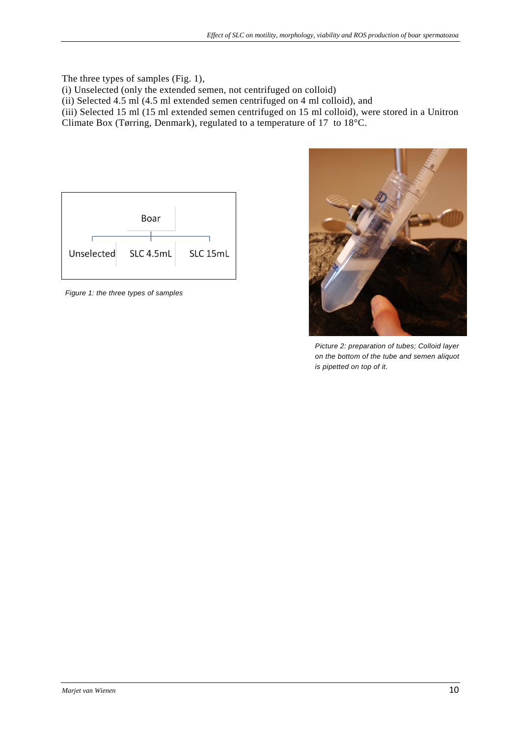The three types of samples (Fig. 1),

(i) Unselected (only the extended semen, not centrifuged on colloid)

(ii) Selected 4.5 ml (4.5 ml extended semen centrifuged on 4 ml colloid), and

(iii) Selected 15 ml (15 ml extended semen centrifuged on 15 ml colloid), were stored in a Unitron Climate Box (Tørring, Denmark), regulated to a temperature of 17 to 18°C.

Boar

Unselected | SLC 4.5mL | SLC 15mL

*Figure 1: the three types of samples*

*Picture 2: preparation of tubes; Colloid layer on the bottom of the tube and semen aliquot is pipetted on top of it.*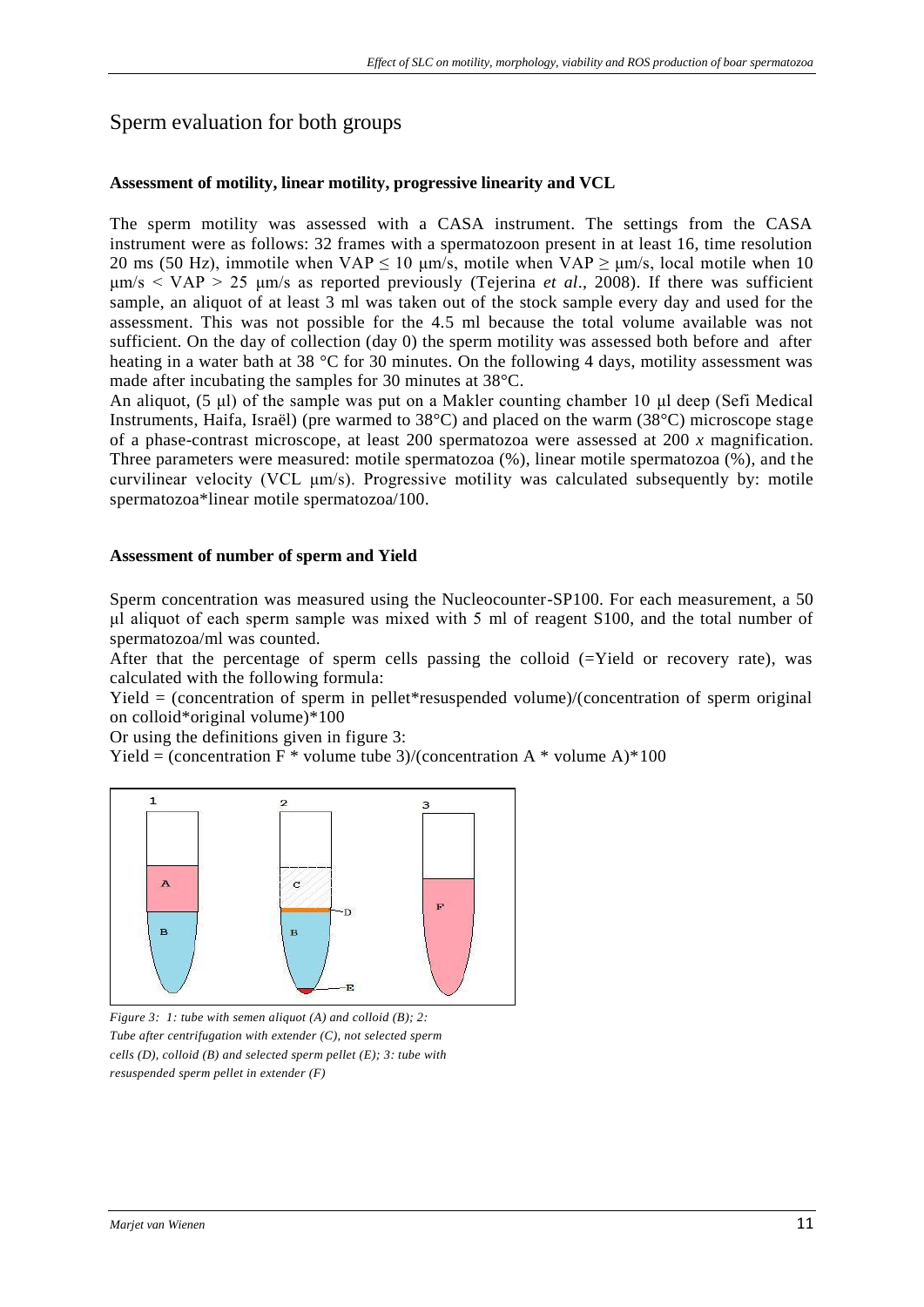## Sperm evaluation for both groups

### Assessment of motility, linear motility, progressive linearity and VCL

The sperm motility was assessed with a CASA instrument. The settings from the CASA instrument were as follows: 32 frames with a spermatozoon present in at least 16, time resolution 20 ms (50 Hz), immotile when VAP $\leq$ 10 μm/s, motile when VAP $\geq$ μm/s, local motile when 10 μm/s < VAP > 25 μm/s as reported previously (Tejerina *et al*., 2008). If there was sufficient sample, an aliquot of at least 3 ml was taken out of the stock sample every day and used for the assessment. This was not possible for the 4.5 ml because the total volume available was not sufficient. On the day of collection (day 0) the sperm motility was assessed both before and after heating in a water bath at 38 °C for 30 minutes. On the following 4 days, motility assessment was made after incubating the samples for 30 minutes at 38°C.

An aliquot, (5 μl) of the sample was put on a Makler counting chamber 10 μl deep (Sefi Medical Instruments, Haifa, Israël) (pre warmed to 38°C) and placed on the warm (38°C) microscope stage of a phase-contrast microscope, at least 200 spermatozoa were assessed at 200 *x* magnification. Three parameters were measured: motile spermatozoa (%), linear motile spermatozoa (%), and the curvilinear velocity (VCL μm/s). Progressive motility was calculated subsequently by: motile spermatozoa*linear motile spermatozoa/100.

### Assessment of number of sperm and Yield

Sperm concentration was measured using the Nucleocounter-SP100. For each measurement, a 50 μl aliquot of each sperm sample was mixed with 5 ml of reagent S100, and the total number of spermatozoa/ml was counted.

After that the percentage of sperm cells passing the colloid (=Yield or recovery rate), was calculated with the following formula:

Yield = (concentration of sperm in pellet*resuspended volume)/(concentration of sperm original on colloid*original volume)*100

Or using the definitions given in figure 3:

Yield = (concentration F * volume tube 3)/(concentration A * volume A)*100

*Figure 3: 1: tube with semen aliquot (A) and colloid (B); 2: Tube after centrifugation with extender (C), not selected sperm cells (D), colloid (B) and selected sperm pellet (E); 3: tube with resuspended sperm pellet in extender (F)*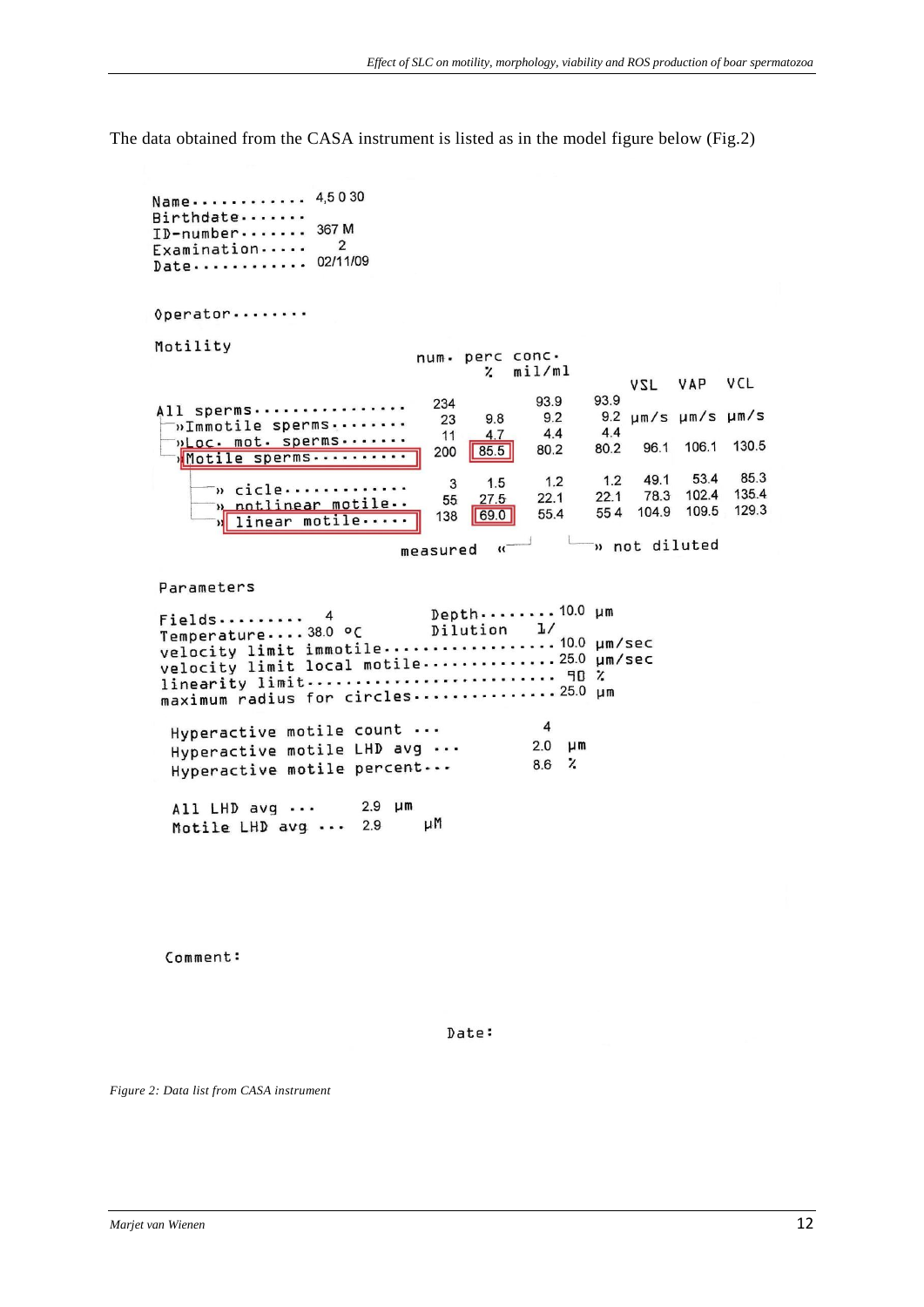The data obtained from the CASA instrument is listed as in the model figure below (Fig.2)

```
Name............ 4,5 0 30
Birthdate.......
ID-number....... 367 M
Examination..... 2
Date............ 02/11/09

Operator........

Motility
                              num.  perc  conc.
                                     %    mil/ml
                                                      VSL    VAP    VCL
All sperms................    234          93.9   93.9
 »Immotile sperms........     23    9.8    9.2    9.2   µm/s   µm/s   µm/s
 »Loc. mot. sperms.......     11    4.7    4.4    4.4
 »Motile sperms..........    200   85.5   80.2   80.2   96.1   106.1  130.5
    » cicle.............      3    1.5    1.2    1.2   49.1   53.4   85.3
    » notlinear motile..     55   27.5   22.1   22.1   78.3   102.4  135.4
    » linear motile.....    138   69.0   55.4   55 4   104.9  109.5  129.3
                          measured «                 » not diluted

Parameters

Fields......... 4             Depth........ 10.0 µm
Temperature.... 38.0 °C       Dilution   1/
velocity limit immotile.................. 10.0 µm/sec
velocity limit local motile.............. 25.0 µm/sec
linearity limit.......................... 90 %
maximum radius for circles............... 25.0 µm

 Hyperactive motile count ...          4
 Hyperactive motile LHD avg ...        2.0  µm
 Hyperactive motile percent...         8.6  %

 All LHD avg ...      2.9  µm
 Motile LHD avg ...   2.9  µM



 Comment:

                                  Date:
```

*Figure 2: Data list from CASA instrument*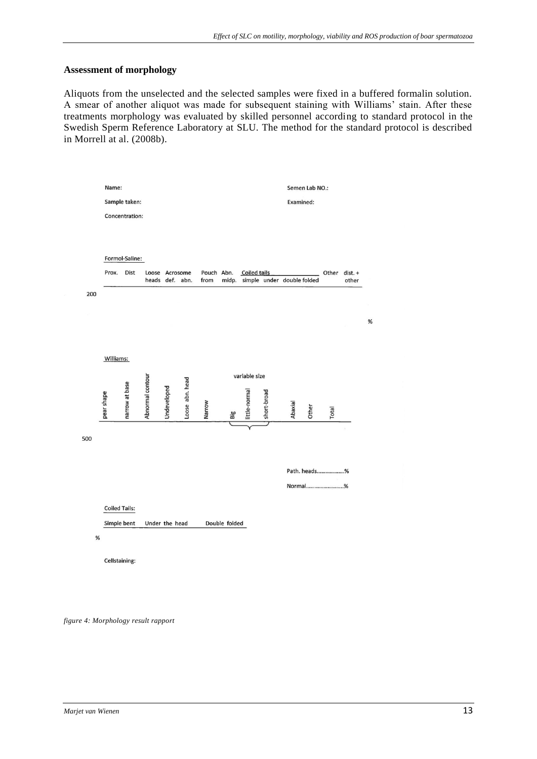**Assessment of morphology**

Aliquots from the unselected and the selected samples were fixed in a buffered formalin solution. A smear of another aliquot was made for subsequent staining with Williams' stain. After these treatments morphology was evaluated by skilled personnel according to standard protocol in the Swedish Sperm Reference Laboratory at SLU. The method for the standard protocol is described in Morrell at al. (2008b).

Name:  Semen Lab NO.:

Sample taken:  Examined:

Concentration:

Formol-Saline:

| | Prox. | Dist | Loose heads | Acrosome def. | Acrosome abn. | Pouch from | Abn. midp. | Coiled tails simple | Coiled tails under | Coiled tails double folded | Other | dist. + other |
|---|---|---|---|---|---|---|---|---|---|---|---|---|
| 200 | | | | | | | | | | | | |
| | | | | | | | | | | | | % |

Williams:

| | pear shape | narrow at base | Abnormal contour | Undeveloped | Loose abn. head | Narrow | Big (variable size) | little-normal (variable size) | short-broad (variable size) | Abaxial | Other | Total |
|---|---|---|---|---|---|---|---|---|---|---|---|---|
| 500 | | | | | | | | | | | | |

Path. heads.................%

Normal.........................%

Coiled Tails:

| | Simple bent | Under the head | Double folded |
|---|---|---|---|
| % | | | |

Cellstaining:

*figure 4: Morphology result rapport*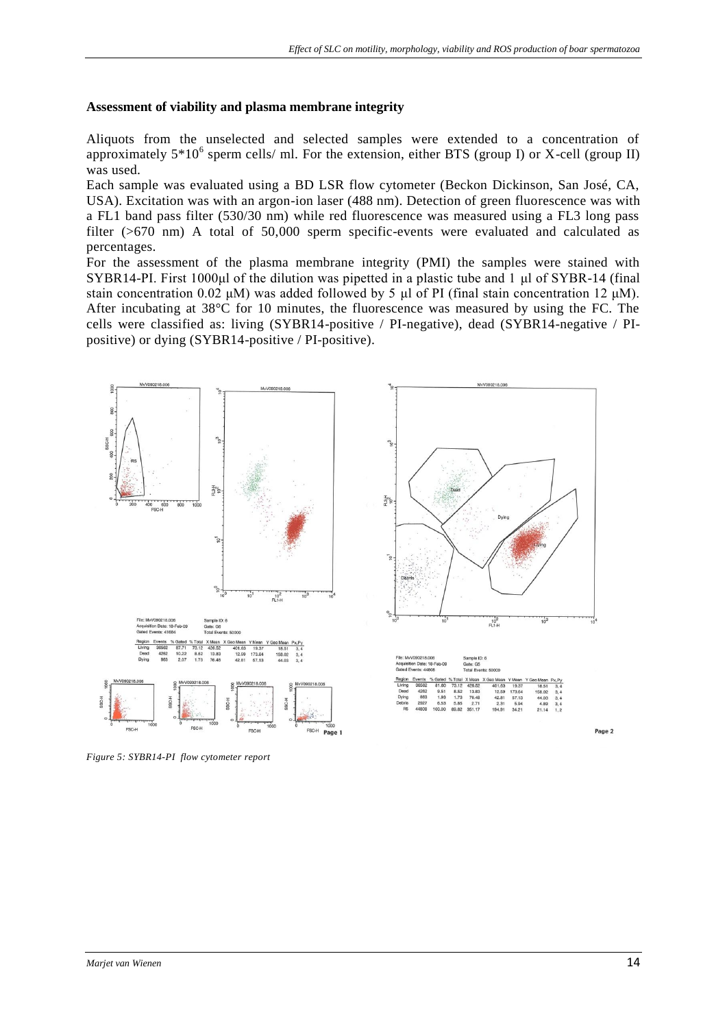### Assessment of viability and plasma membrane integrity

Aliquots from the unselected and selected samples were extended to a concentration of approximately $5*10^6$ sperm cells/ ml. For the extension, either BTS (group I) or X-cell (group II) was used.

Each sample was evaluated using a BD LSR flow cytometer (Beckon Dickinson, San José, CA, USA). Excitation was with an argon-ion laser (488 nm). Detection of green fluorescence was with a FL1 band pass filter (530/30 nm) while red fluorescence was measured using a FL3 long pass filter (>670 nm) A total of 50,000 sperm specific-events were evaluated and calculated as percentages.

For the assessment of the plasma membrane integrity (PMI) the samples were stained with SYBR14-PI. First 1000µl of the dilution was pipetted in a plastic tube and 1 µl of SYBR-14 (final stain concentration 0.02 µM) was added followed by 5 µl of PI (final stain concentration 12 µM). After incubating at 38°C for 10 minutes, the fluorescence was measured by using the FC. The cells were classified as: living (SYBR14-positive / PI-negative), dead (SYBR14-negative / PI-positive) or dying (SYBR14-positive / PI-positive).

*Figure 5: SYBR14-PI flow cytometer report*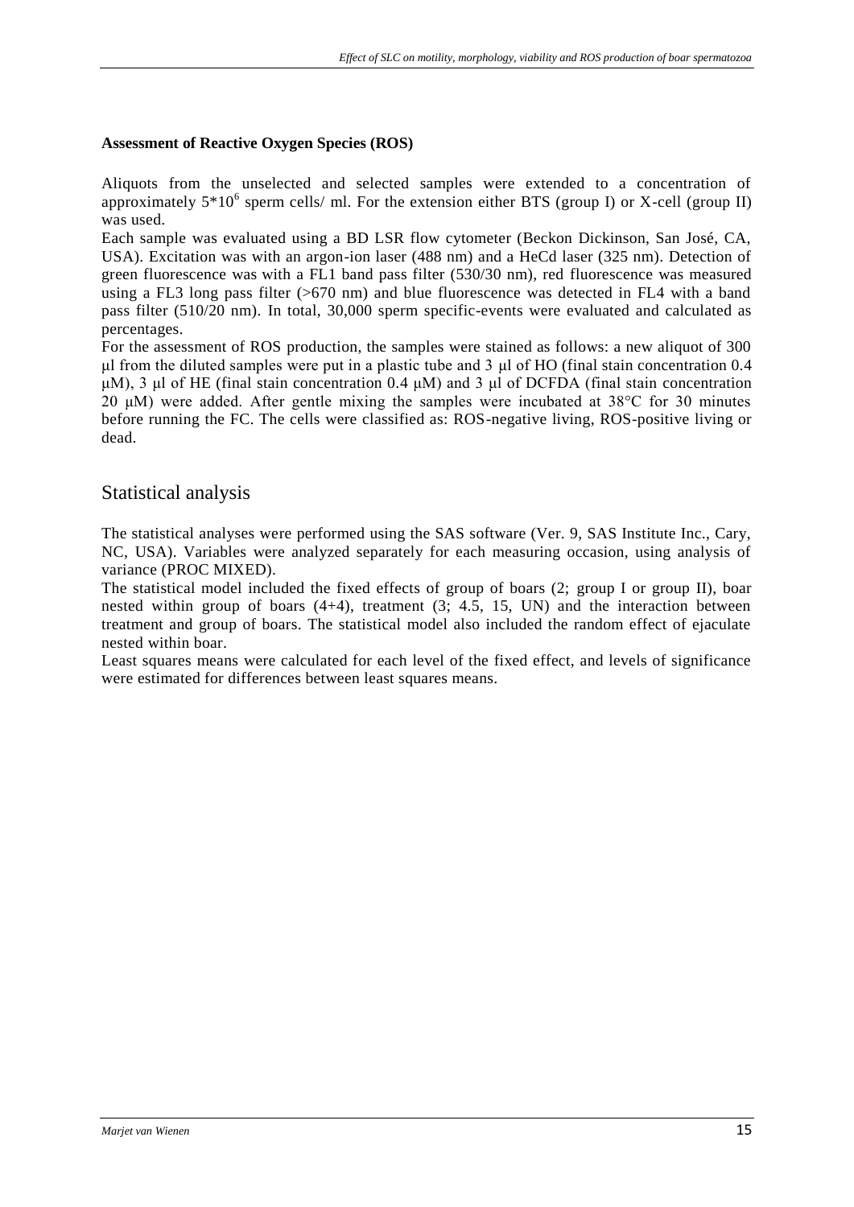**Assessment of Reactive Oxygen Species (ROS)**

Aliquots from the unselected and selected samples were extended to a concentration of approximately $5*10^6$ sperm cells/ ml. For the extension either BTS (group I) or X-cell (group II) was used.

Each sample was evaluated using a BD LSR flow cytometer (Beckon Dickinson, San José, CA, USA). Excitation was with an argon-ion laser (488 nm) and a HeCd laser (325 nm). Detection of green fluorescence was with a FL1 band pass filter (530/30 nm), red fluorescence was measured using a FL3 long pass filter (>670 nm) and blue fluorescence was detected in FL4 with a band pass filter (510/20 nm). In total, 30,000 sperm specific-events were evaluated and calculated as percentages.

For the assessment of ROS production, the samples were stained as follows: a new aliquot of 300 μl from the diluted samples were put in a plastic tube and 3 μl of HO (final stain concentration 0.4 μM), 3 μl of HE (final stain concentration 0.4 μM) and 3 μl of DCFDA (final stain concentration 20 μM) were added. After gentle mixing the samples were incubated at 38°C for 30 minutes before running the FC. The cells were classified as: ROS-negative living, ROS-positive living or dead.

## Statistical analysis

The statistical analyses were performed using the SAS software (Ver. 9, SAS Institute Inc., Cary, NC, USA). Variables were analyzed separately for each measuring occasion, using analysis of variance (PROC MIXED).

The statistical model included the fixed effects of group of boars (2; group I or group II), boar nested within group of boars (4+4), treatment (3; 4.5, 15, UN) and the interaction between treatment and group of boars. The statistical model also included the random effect of ejaculate nested within boar.

Least squares means were calculated for each level of the fixed effect, and levels of significance were estimated for differences between least squares means.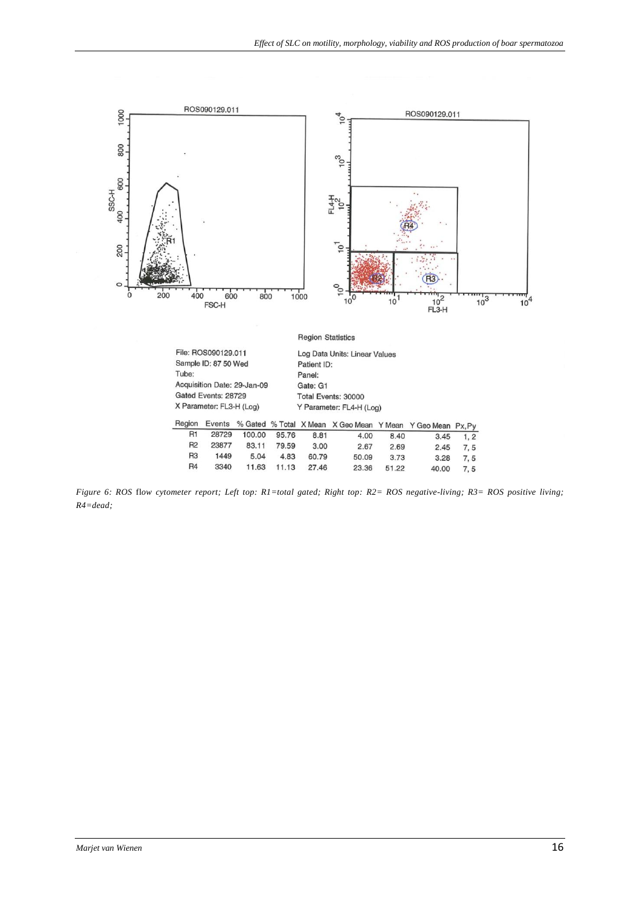Region Statistics

File: ROS090129.011
Sample ID: 87 50 Wed
Tube:
Acquisition Date: 29-Jan-09
Gated Events: 28729
X Parameter: FL3-H (Log)

Log Data Units: Linear Values
Patient ID:
Panel:
Gate: G1
Total Events: 30000
Y Parameter: FL4-H (Log)

| Region | Events | % Gated | % Total | X Mean | X Geo Mean | Y Mean | Y Geo Mean | Px,Py |
|---|---|---|---|---|---|---|---|---|
| R1 | 28729 | 100.00 | 95.76 | 8.81 | 4.00 | 8.40 | 3.45 | 1, 2 |
| R2 | 23877 | 83.11 | 79.59 | 3.00 | 2.67 | 2.69 | 2.45 | 7, 5 |
| R3 | 1449 | 5.04 | 4.83 | 60.79 | 50.09 | 3.73 | 3.28 | 7, 5 |
| R4 | 3340 | 11.63 | 11.13 | 27.46 | 23.36 | 51.22 | 40.00 | 7, 5 |

*Figure 6: ROS flow cytometer report; Left top: R1=total gated; Right top: R2= ROS negative-living; R3= ROS positive living; R4=dead;*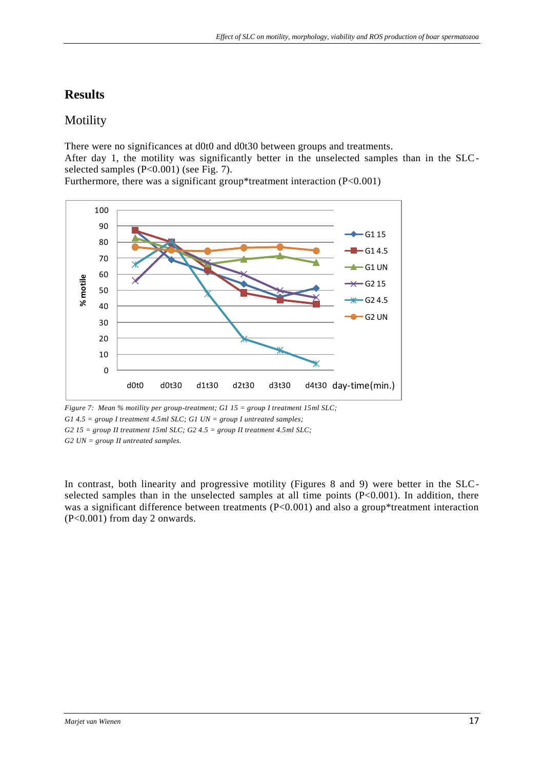# Results

## Motility

There were no significances at d0t0 and d0t30 between groups and treatments.
After day 1, the motility was significantly better in the unselected samples than in the SLC-selected samples (P<0.001) (see Fig. 7).
Furthermore, there was a significant group*treatment interaction (P<0.001)

*Figure 7: Mean % motility per group-treatment; G1 15 = group I treatment 15ml SLC; G1 4.5 = group I treatment 4.5ml SLC; G1 UN = group I untreated samples; G2 15 = group II treatment 15ml SLC; G2 4.5 = group II treatment 4.5ml SLC; G2 UN = group II untreated samples.*

In contrast, both linearity and progressive motility (Figures 8 and 9) were better in the SLC-selected samples than in the unselected samples at all time points (P<0.001). In addition, there was a significant difference between treatments (P<0.001) and also a group*treatment interaction (P<0.001) from day 2 onwards.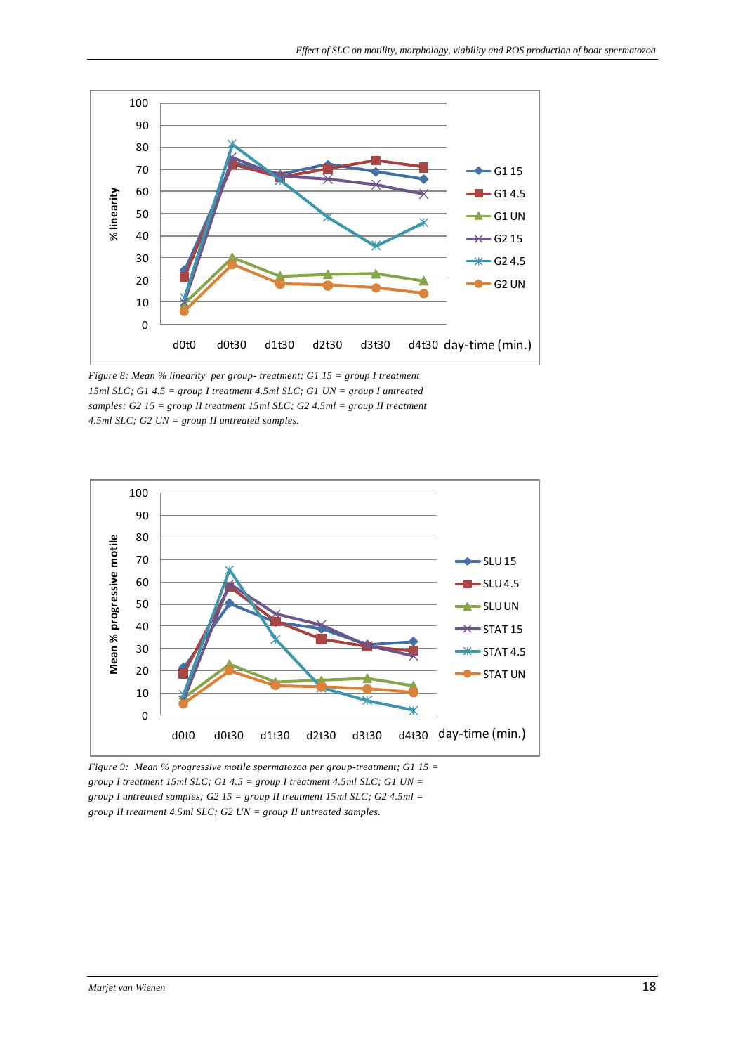*Figure 8: Mean % linearity per group- treatment; G1 15 = group I treatment 15ml SLC; G1 4.5 = group I treatment 4.5ml SLC; G1 UN = group I untreated samples; G2 15 = group II treatment 15ml SLC; G2 4.5ml = group II treatment 4.5ml SLC; G2 UN = group II untreated samples.*

*Figure 9: Mean % progressive motile spermatozoa per group-treatment; G1 15 = group I treatment 15ml SLC; G1 4.5 = group I treatment 4.5ml SLC; G1 UN = group I untreated samples; G2 15 = group II treatment 15ml SLC; G2 4.5ml = group II treatment 4.5ml SLC; G2 UN = group II untreated samples.*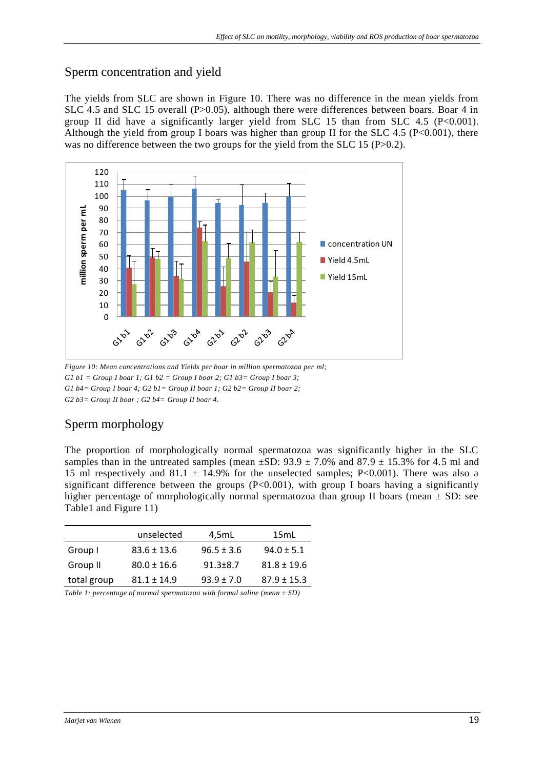## Sperm concentration and yield

The yields from SLC are shown in Figure 10. There was no difference in the mean yields from SLC 4.5 and SLC 15 overall (P>0.05), although there were differences between boars. Boar 4 in group II did have a significantly larger yield from SLC 15 than from SLC 4.5 (P<0.001). Although the yield from group I boars was higher than group II for the SLC 4.5 (P<0.001), there was no difference between the two groups for the yield from the SLC 15 (P>0.2).

*Figure 10: Mean concentrations and Yields per boar in million spermatozoa per ml; G1 b1 = Group I boar 1; G1 b2 = Group I boar 2; G1 b3= Group I boar 3; G1 b4= Group I boar 4; G2 b1= Group II boar 1; G2 b2= Group II boar 2; G2 b3= Group II boar ; G2 b4= Group II boar 4.*

## Sperm morphology

The proportion of morphologically normal spermatozoa was significantly higher in the SLC samples than in the untreated samples (mean ±SD: 93.9 ± 7.0% and 87.9 ± 15.3% for 4.5 ml and 15 ml respectively and 81.1 ± 14.9% for the unselected samples; P<0.001). There was also a significant difference between the groups (P<0.001), with group I boars having a significantly higher percentage of morphologically normal spermatozoa than group II boars (mean ± SD: see Table1 and Figure 11)

| | unselected | 4,5mL | 15mL |
|---|---|---|---|
| Group I | 83.6 ± 13.6 | 96.5 ± 3.6 | 94.0 ± 5.1 |
| Group II | 80.0 ± 16.6 | 91.3±8.7 | 81.8 ± 19.6 |
| total group | 81.1 ± 14.9 | 93.9 ± 7.0 | 87.9 ± 15.3 |

*Table 1: percentage of normal spermatozoa with formal saline (mean ± SD)*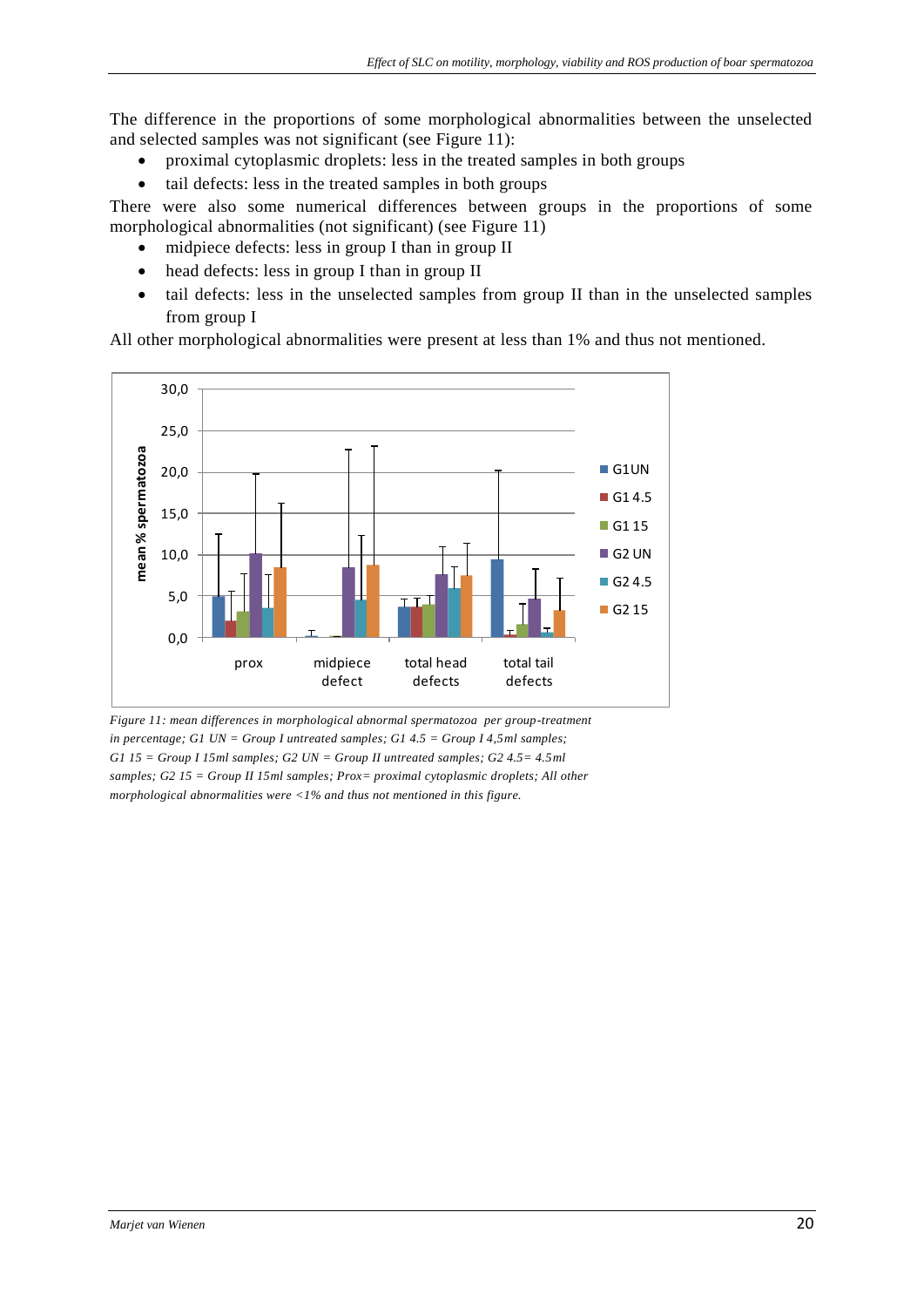The difference in the proportions of some morphological abnormalities between the unselected and selected samples was not significant (see Figure 11):

- proximal cytoplasmic droplets: less in the treated samples in both groups
- tail defects: less in the treated samples in both groups

There were also some numerical differences between groups in the proportions of some morphological abnormalities (not significant) (see Figure 11)

- midpiece defects: less in group I than in group II
- head defects: less in group I than in group II
- tail defects: less in the unselected samples from group II than in the unselected samples from group I

All other morphological abnormalities were present at less than 1% and thus not mentioned.

*Figure 11: mean differences in morphological abnormal spermatozoa per group-treatment in percentage; G1 UN = Group I untreated samples; G1 4.5 = Group I 4,5ml samples; G1 15 = Group I 15ml samples; G2 UN = Group II untreated samples; G2 4.5= 4.5ml samples; G2 15 = Group II 15ml samples; Prox= proximal cytoplasmic droplets; All other morphological abnormalities were <1% and thus not mentioned in this figure.*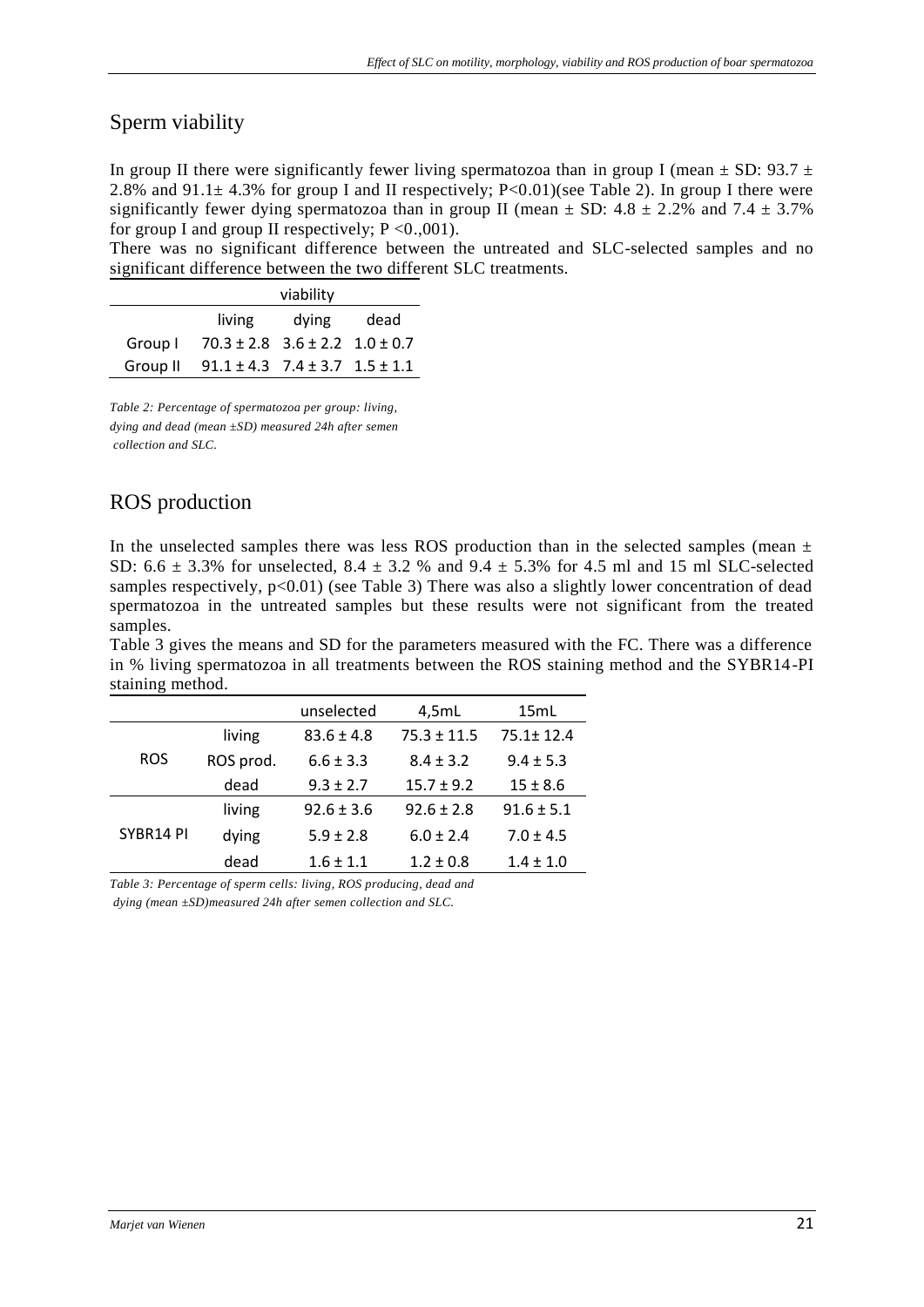## Sperm viability

In group II there were significantly fewer living spermatozoa than in group I (mean ± SD: 93.7 ± 2.8% and 91.1± 4.3% for group I and II respectively; P<0.01)(see Table 2). In group I there were significantly fewer dying spermatozoa than in group II (mean ± SD: 4.8 ± 2.2% and 7.4 ± 3.7% for group I and group II respectively; P <0.,001).

There was no significant difference between the untreated and SLC-selected samples and no significant difference between the two different SLC treatments.

| | viability | | |
|---|---|---|---|
| | living | dying | dead |
| Group I | 70.3 ± 2.8 | 3.6 ± 2.2 | 1.0 ± 0.7 |
| Group II | 91.1 ± 4.3 | 7.4 ± 3.7 | 1.5 ± 1.1 |

*Table 2: Percentage of spermatozoa per group: living, dying and dead (mean ±SD) measured 24h after semen collection and SLC.*

## ROS production

In the unselected samples there was less ROS production than in the selected samples (mean ± SD: 6.6 ± 3.3% for unselected, 8.4 ± 3.2 % and 9.4 ± 5.3% for 4.5 ml and 15 ml SLC-selected samples respectively, p<0.01) (see Table 3) There was also a slightly lower concentration of dead spermatozoa in the untreated samples but these results were not significant from the treated samples.

Table 3 gives the means and SD for the parameters measured with the FC. There was a difference in % living spermatozoa in all treatments between the ROS staining method and the SYBR14-PI staining method.

| | | unselected | 4,5mL | 15mL |
|---|---|---|---|---|
| ROS | living | 83.6 ± 4.8 | 75.3 ± 11.5 | 75.1± 12.4 |
| | ROS prod. | 6.6 ± 3.3 | 8.4 ± 3.2 | 9.4 ± 5.3 |
| | dead | 9.3 ± 2.7 | 15.7 ± 9.2 | 15 ± 8.6 |
| SYBR14 PI | living | 92.6 ± 3.6 | 92.6 ± 2.8 | 91.6 ± 5.1 |
| | dying | 5.9 ± 2.8 | 6.0 ± 2.4 | 7.0 ± 4.5 |
| | dead | 1.6 ± 1.1 | 1.2 ± 0.8 | 1.4 ± 1.0 |

*Table 3: Percentage of sperm cells: living, ROS producing, dead and dying (mean ±SD)measured 24h after semen collection and SLC.*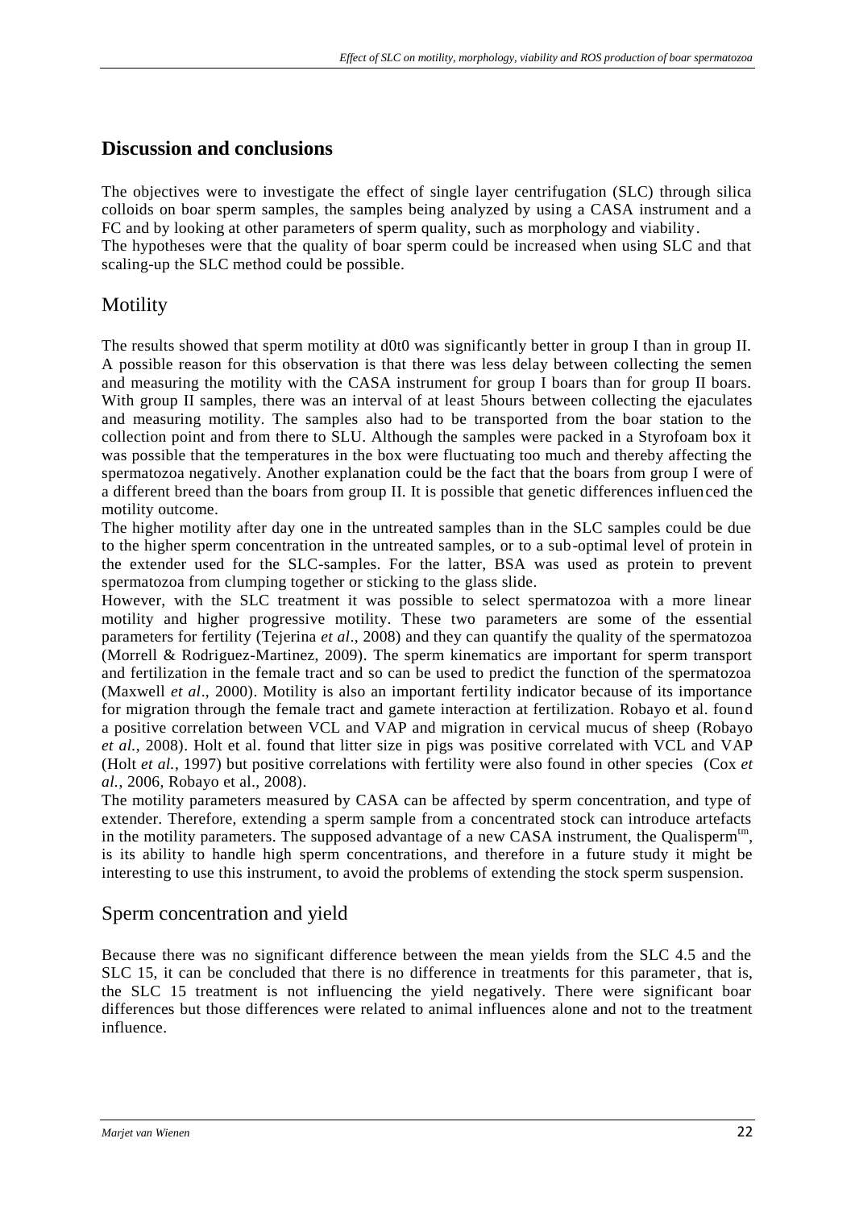## Discussion and conclusions

The objectives were to investigate the effect of single layer centrifugation (SLC) through silica colloids on boar sperm samples, the samples being analyzed by using a CASA instrument and a FC and by looking at other parameters of sperm quality, such as morphology and viability.
The hypotheses were that the quality of boar sperm could be increased when using SLC and that scaling-up the SLC method could be possible.

### Motility

The results showed that sperm motility at d0t0 was significantly better in group I than in group II. A possible reason for this observation is that there was less delay between collecting the semen and measuring the motility with the CASA instrument for group I boars than for group II boars. With group II samples, there was an interval of at least 5hours between collecting the ejaculates and measuring motility. The samples also had to be transported from the boar station to the collection point and from there to SLU. Although the samples were packed in a Styrofoam box it was possible that the temperatures in the box were fluctuating too much and thereby affecting the spermatozoa negatively. Another explanation could be the fact that the boars from group I were of a different breed than the boars from group II. It is possible that genetic differences influenced the motility outcome.
The higher motility after day one in the untreated samples than in the SLC samples could be due to the higher sperm concentration in the untreated samples, or to a sub-optimal level of protein in the extender used for the SLC-samples. For the latter, BSA was used as protein to prevent spermatozoa from clumping together or sticking to the glass slide.
However, with the SLC treatment it was possible to select spermatozoa with a more linear motility and higher progressive motility. These two parameters are some of the essential parameters for fertility (Tejerina *et al*., 2008) and they can quantify the quality of the spermatozoa (Morrell & Rodriguez-Martinez, 2009). The sperm kinematics are important for sperm transport and fertilization in the female tract and so can be used to predict the function of the spermatozoa (Maxwell *et al*., 2000). Motility is also an important fertility indicator because of its importance for migration through the female tract and gamete interaction at fertilization. Robayo et al. found a positive correlation between VCL and VAP and migration in cervical mucus of sheep (Robayo *et al.*, 2008). Holt et al. found that litter size in pigs was positive correlated with VCL and VAP (Holt *et al.*, 1997) but positive correlations with fertility were also found in other species (Cox *et al.*, 2006, Robayo et al., 2008).
The motility parameters measured by CASA can be affected by sperm concentration, and type of extender. Therefore, extending a sperm sample from a concentrated stock can introduce artefacts in the motility parameters. The supposed advantage of a new CASA instrument, the Qualisperm$^{tm}$, is its ability to handle high sperm concentrations, and therefore in a future study it might be interesting to use this instrument, to avoid the problems of extending the stock sperm suspension.

### Sperm concentration and yield

Because there was no significant difference between the mean yields from the SLC 4.5 and the SLC 15, it can be concluded that there is no difference in treatments for this parameter, that is, the SLC 15 treatment is not influencing the yield negatively. There were significant boar differences but those differences were related to animal influences alone and not to the treatment influence.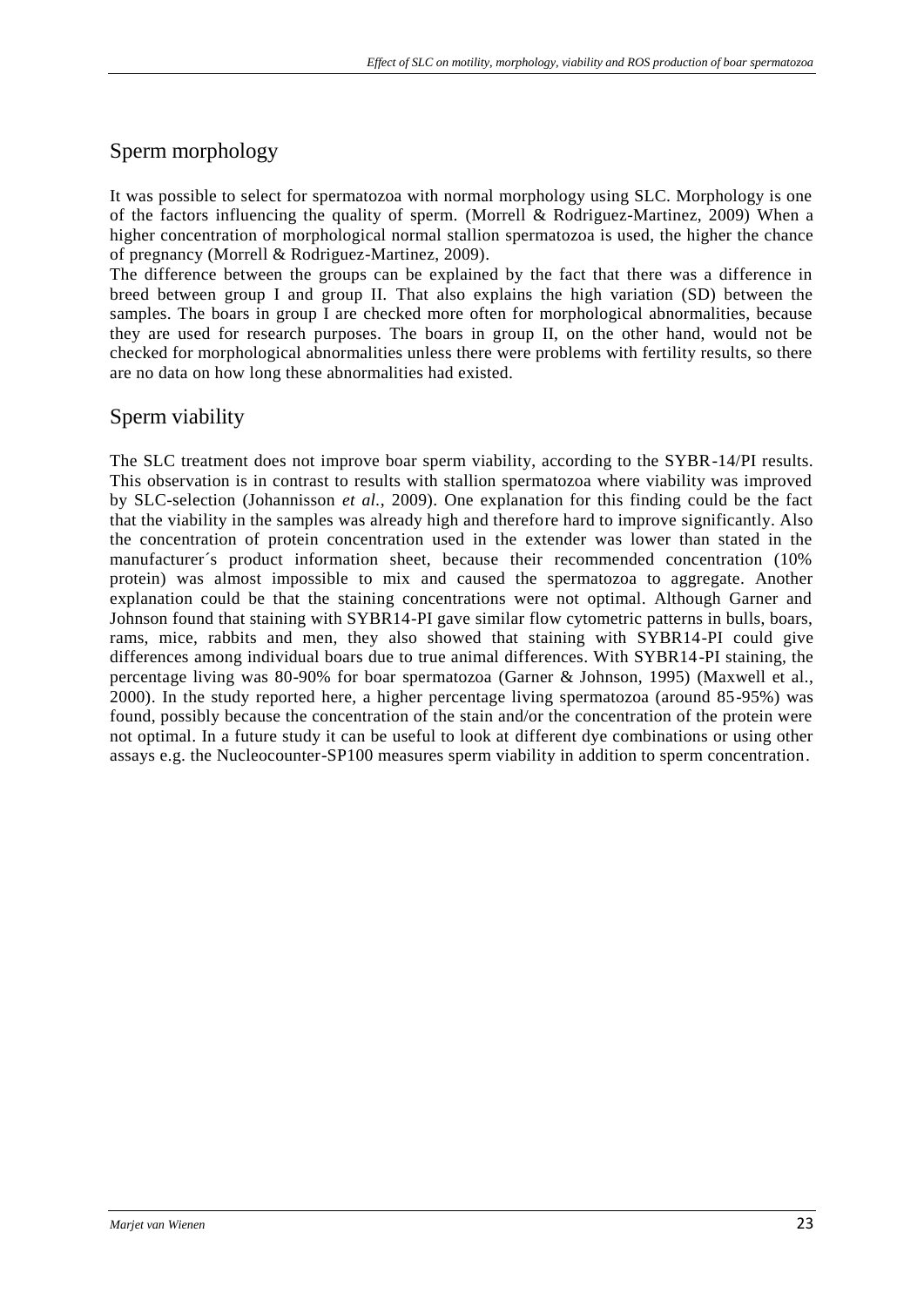## Sperm morphology

It was possible to select for spermatozoa with normal morphology using SLC. Morphology is one of the factors influencing the quality of sperm. (Morrell & Rodriguez-Martinez, 2009) When a higher concentration of morphological normal stallion spermatozoa is used, the higher the chance of pregnancy (Morrell & Rodriguez-Martinez, 2009).

The difference between the groups can be explained by the fact that there was a difference in breed between group I and group II. That also explains the high variation (SD) between the samples. The boars in group I are checked more often for morphological abnormalities, because they are used for research purposes. The boars in group II, on the other hand, would not be checked for morphological abnormalities unless there were problems with fertility results, so there are no data on how long these abnormalities had existed.

## Sperm viability

The SLC treatment does not improve boar sperm viability, according to the SYBR-14/PI results. This observation is in contrast to results with stallion spermatozoa where viability was improved by SLC-selection (Johannisson *et al.*, 2009). One explanation for this finding could be the fact that the viability in the samples was already high and therefore hard to improve significantly. Also the concentration of protein concentration used in the extender was lower than stated in the manufacturer´s product information sheet, because their recommended concentration (10% protein) was almost impossible to mix and caused the spermatozoa to aggregate. Another explanation could be that the staining concentrations were not optimal. Although Garner and Johnson found that staining with SYBR14-PI gave similar flow cytometric patterns in bulls, boars, rams, mice, rabbits and men, they also showed that staining with SYBR14-PI could give differences among individual boars due to true animal differences. With SYBR14-PI staining, the percentage living was 80-90% for boar spermatozoa (Garner & Johnson, 1995) (Maxwell et al., 2000). In the study reported here, a higher percentage living spermatozoa (around 85-95%) was found, possibly because the concentration of the stain and/or the concentration of the protein were not optimal. In a future study it can be useful to look at different dye combinations or using other assays e.g. the Nucleocounter-SP100 measures sperm viability in addition to sperm concentration.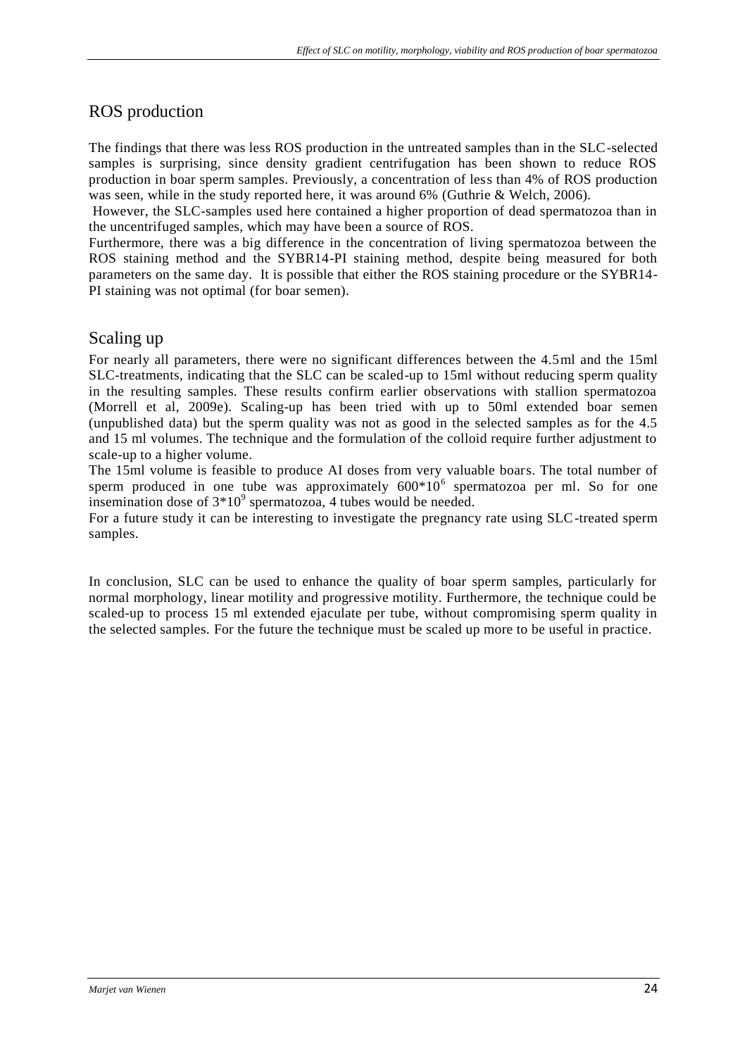## ROS production

The findings that there was less ROS production in the untreated samples than in the SLC-selected samples is surprising, since density gradient centrifugation has been shown to reduce ROS production in boar sperm samples. Previously, a concentration of less than 4% of ROS production was seen, while in the study reported here, it was around 6% (Guthrie & Welch, 2006).

However, the SLC-samples used here contained a higher proportion of dead spermatozoa than in the uncentrifuged samples, which may have been a source of ROS.

Furthermore, there was a big difference in the concentration of living spermatozoa between the ROS staining method and the SYBR14-PI staining method, despite being measured for both parameters on the same day. It is possible that either the ROS staining procedure or the SYBR14-PI staining was not optimal (for boar semen).

## Scaling up

For nearly all parameters, there were no significant differences between the 4.5ml and the 15ml SLC-treatments, indicating that the SLC can be scaled-up to 15ml without reducing sperm quality in the resulting samples. These results confirm earlier observations with stallion spermatozoa (Morrell et al, 2009e). Scaling-up has been tried with up to 50ml extended boar semen (unpublished data) but the sperm quality was not as good in the selected samples as for the 4.5 and 15 ml volumes. The technique and the formulation of the colloid require further adjustment to scale-up to a higher volume.

The 15ml volume is feasible to produce AI doses from very valuable boars. The total number of sperm produced in one tube was approximately $600*10^6$ spermatozoa per ml. So for one insemination dose of $3*10^9$ spermatozoa, 4 tubes would be needed.

For a future study it can be interesting to investigate the pregnancy rate using SLC-treated sperm samples.

In conclusion, SLC can be used to enhance the quality of boar sperm samples, particularly for normal morphology, linear motility and progressive motility. Furthermore, the technique could be scaled-up to process 15 ml extended ejaculate per tube, without compromising sperm quality in the selected samples. For the future the technique must be scaled up more to be useful in practice.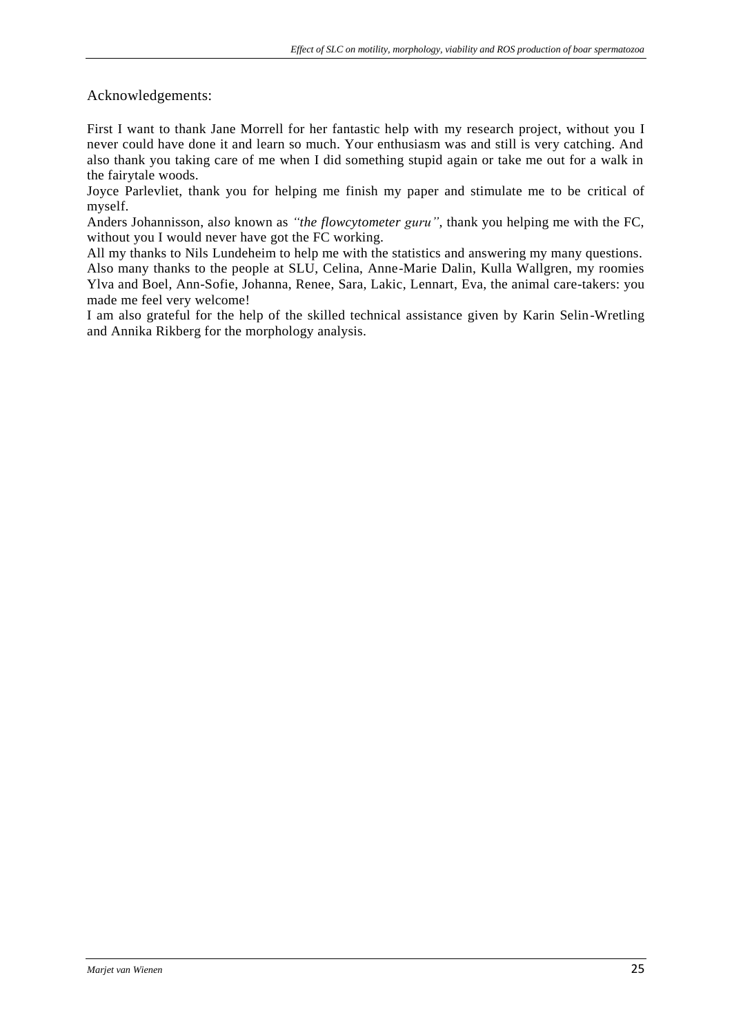## Acknowledgements:

First I want to thank Jane Morrell for her fantastic help with my research project, without you I never could have done it and learn so much. Your enthusiasm was and still is very catching. And also thank you taking care of me when I did something stupid again or take me out for a walk in the fairytale woods.

Joyce Parlevliet, thank you for helping me finish my paper and stimulate me to be critical of myself.

Anders Johannisson, al*so* known as *"the flowcytometer guru"*, thank you helping me with the FC, without you I would never have got the FC working.

All my thanks to Nils Lundeheim to help me with the statistics and answering my many questions.

Also many thanks to the people at SLU, Celina, Anne-Marie Dalin, Kulla Wallgren, my roomies Ylva and Boel, Ann-Sofie, Johanna, Renee, Sara, Lakic, Lennart, Eva, the animal care-takers: you made me feel very welcome!

I am also grateful for the help of the skilled technical assistance given by Karin Selin-Wretling and Annika Rikberg for the morphology analysis.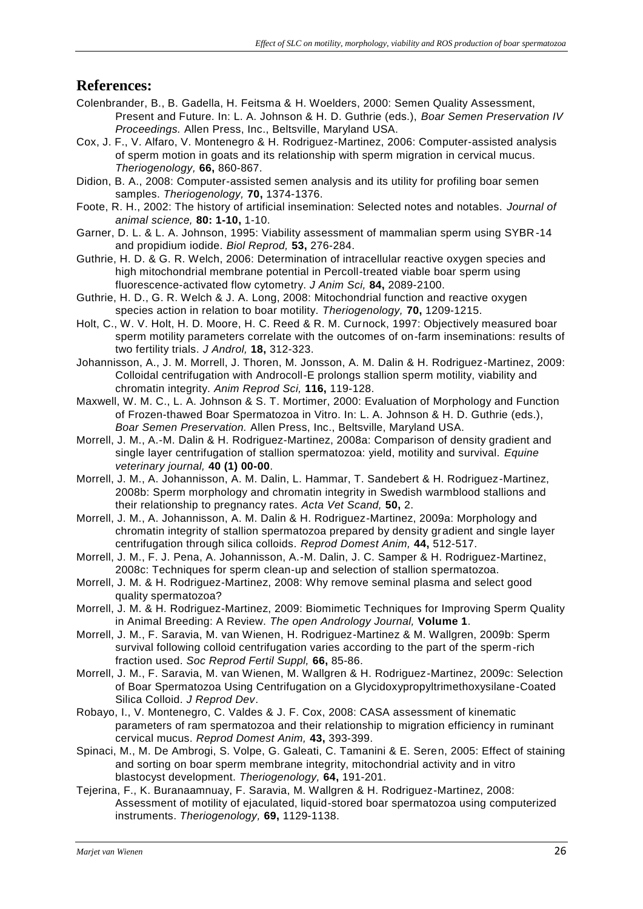## References:

Colenbrander, B., B. Gadella, H. Feitsma & H. Woelders, 2000: Semen Quality Assessment, Present and Future. In: L. A. Johnson & H. D. Guthrie (eds.), *Boar Semen Preservation IV Proceedings.* Allen Press, Inc., Beltsville, Maryland USA.

Cox, J. F., V. Alfaro, V. Montenegro & H. Rodriguez-Martinez, 2006: Computer-assisted analysis of sperm motion in goats and its relationship with sperm migration in cervical mucus. *Theriogenology,* **66,** 860-867.

Didion, B. A., 2008: Computer-assisted semen analysis and its utility for profiling boar semen samples. *Theriogenology,* **70,** 1374-1376.

Foote, R. H., 2002: The history of artificial insemination: Selected notes and notables. *Journal of animal science,* **80: 1-10,** 1-10.

Garner, D. L. & L. A. Johnson, 1995: Viability assessment of mammalian sperm using SYBR-14 and propidium iodide. *Biol Reprod,* **53,** 276-284.

Guthrie, H. D. & G. R. Welch, 2006: Determination of intracellular reactive oxygen species and high mitochondrial membrane potential in Percoll-treated viable boar sperm using fluorescence-activated flow cytometry. *J Anim Sci,* **84,** 2089-2100.

Guthrie, H. D., G. R. Welch & J. A. Long, 2008: Mitochondrial function and reactive oxygen species action in relation to boar motility. *Theriogenology,* **70,** 1209-1215.

Holt, C., W. V. Holt, H. D. Moore, H. C. Reed & R. M. Curnock, 1997: Objectively measured boar sperm motility parameters correlate with the outcomes of on-farm inseminations: results of two fertility trials. *J Androl,* **18,** 312-323.

Johannisson, A., J. M. Morrell, J. Thoren, M. Jonsson, A. M. Dalin & H. Rodriguez-Martinez, 2009: Colloidal centrifugation with Androcoll-E prolongs stallion sperm motility, viability and chromatin integrity. *Anim Reprod Sci,* **116,** 119-128.

Maxwell, W. M. C., L. A. Johnson & S. T. Mortimer, 2000: Evaluation of Morphology and Function of Frozen-thawed Boar Spermatozoa in Vitro. In: L. A. Johnson & H. D. Guthrie (eds.), *Boar Semen Preservation.* Allen Press, Inc., Beltsville, Maryland USA.

Morrell, J. M., A.-M. Dalin & H. Rodriguez-Martinez, 2008a: Comparison of density gradient and single layer centrifugation of stallion spermatozoa: yield, motility and survival. *Equine veterinary journal,* **40 (1) 00-00**.

Morrell, J. M., A. Johannisson, A. M. Dalin, L. Hammar, T. Sandebert & H. Rodriguez-Martinez, 2008b: Sperm morphology and chromatin integrity in Swedish warmblood stallions and their relationship to pregnancy rates. *Acta Vet Scand,* **50,** 2.

Morrell, J. M., A. Johannisson, A. M. Dalin & H. Rodriguez-Martinez, 2009a: Morphology and chromatin integrity of stallion spermatozoa prepared by density gradient and single layer centrifugation through silica colloids. *Reprod Domest Anim,* **44,** 512-517.

Morrell, J. M., F. J. Pena, A. Johannisson, A.-M. Dalin, J. C. Samper & H. Rodriguez-Martinez, 2008c: Techniques for sperm clean-up and selection of stallion spermatozoa.

Morrell, J. M. & H. Rodriguez-Martinez, 2008: Why remove seminal plasma and select good quality spermatozoa?

Morrell, J. M. & H. Rodriguez-Martinez, 2009: Biomimetic Techniques for Improving Sperm Quality in Animal Breeding: A Review. *The open Andrology Journal,* **Volume 1**.

Morrell, J. M., F. Saravia, M. van Wienen, H. Rodriguez-Martinez & M. Wallgren, 2009b: Sperm survival following colloid centrifugation varies according to the part of the sperm-rich fraction used. *Soc Reprod Fertil Suppl,* **66,** 85-86.

Morrell, J. M., F. Saravia, M. van Wienen, M. Wallgren & H. Rodriguez-Martinez, 2009c: Selection of Boar Spermatozoa Using Centrifugation on a Glycidoxypropyltrimethoxysilane-Coated Silica Colloid. *J Reprod Dev*.

Robayo, I., V. Montenegro, C. Valdes & J. F. Cox, 2008: CASA assessment of kinematic parameters of ram spermatozoa and their relationship to migration efficiency in ruminant cervical mucus. *Reprod Domest Anim,* **43,** 393-399.

Spinaci, M., M. De Ambrogi, S. Volpe, G. Galeati, C. Tamanini & E. Seren, 2005: Effect of staining and sorting on boar sperm membrane integrity, mitochondrial activity and in vitro blastocyst development. *Theriogenology,* **64,** 191-201.

Tejerina, F., K. Buranaamnuay, F. Saravia, M. Wallgren & H. Rodriguez-Martinez, 2008: Assessment of motility of ejaculated, liquid-stored boar spermatozoa using computerized instruments. *Theriogenology,* **69,** 1129-1138.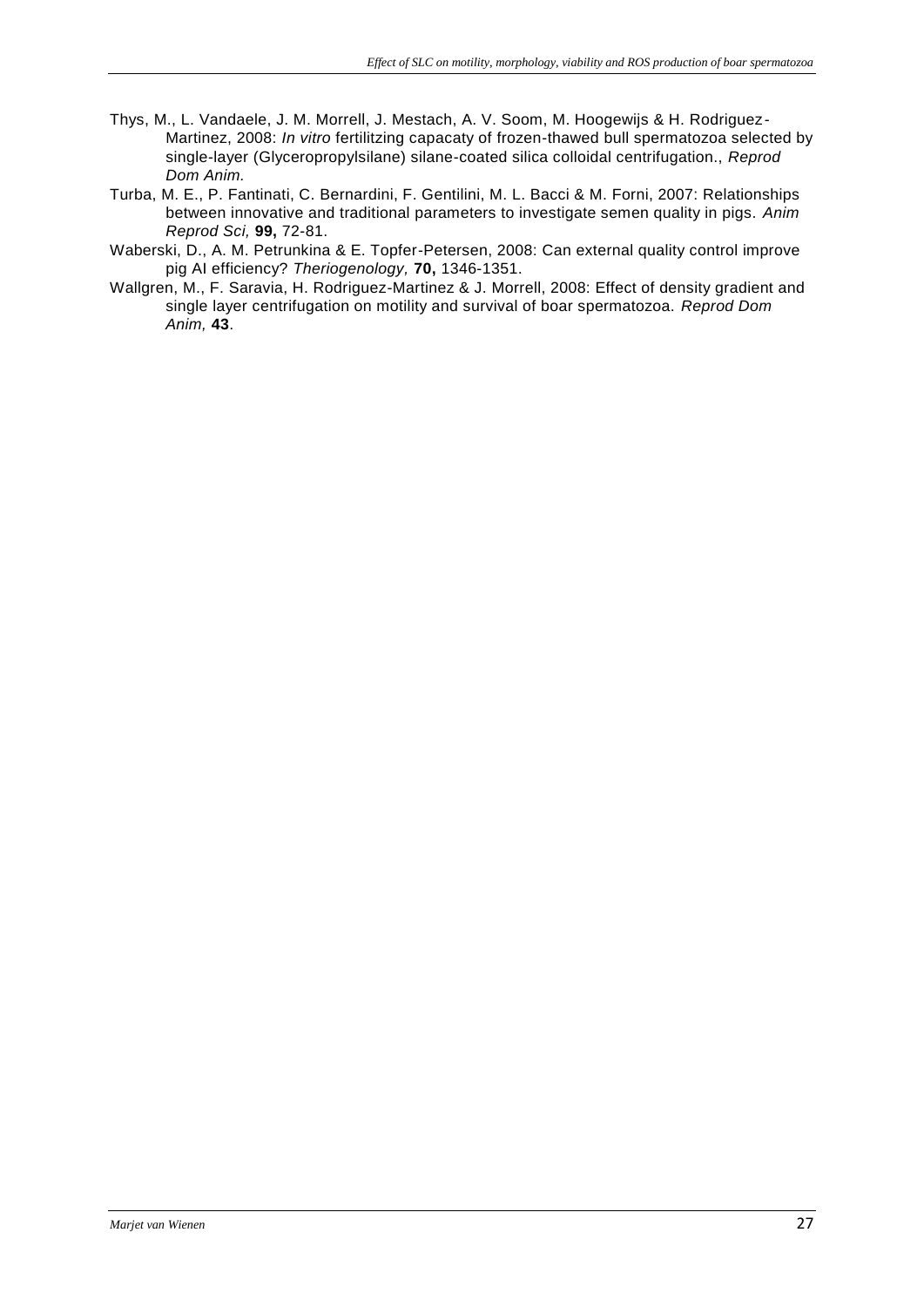Thys, M., L. Vandaele, J. M. Morrell, J. Mestach, A. V. Soom, M. Hoogewijs & H. Rodriguez-Martinez, 2008: *In vitro* fertilitzing capacaty of frozen-thawed bull spermatozoa selected by single-layer (Glyceropropylsilane) silane-coated silica colloidal centrifugation., *Reprod Dom Anim.*

Turba, M. E., P. Fantinati, C. Bernardini, F. Gentilini, M. L. Bacci & M. Forni, 2007: Relationships between innovative and traditional parameters to investigate semen quality in pigs. *Anim Reprod Sci,* **99,** 72-81.

Waberski, D., A. M. Petrunkina & E. Topfer-Petersen, 2008: Can external quality control improve pig AI efficiency? *Theriogenology,* **70,** 1346-1351.

Wallgren, M., F. Saravia, H. Rodriguez-Martinez & J. Morrell, 2008: Effect of density gradient and single layer centrifugation on motility and survival of boar spermatozoa. *Reprod Dom Anim,* **43**.